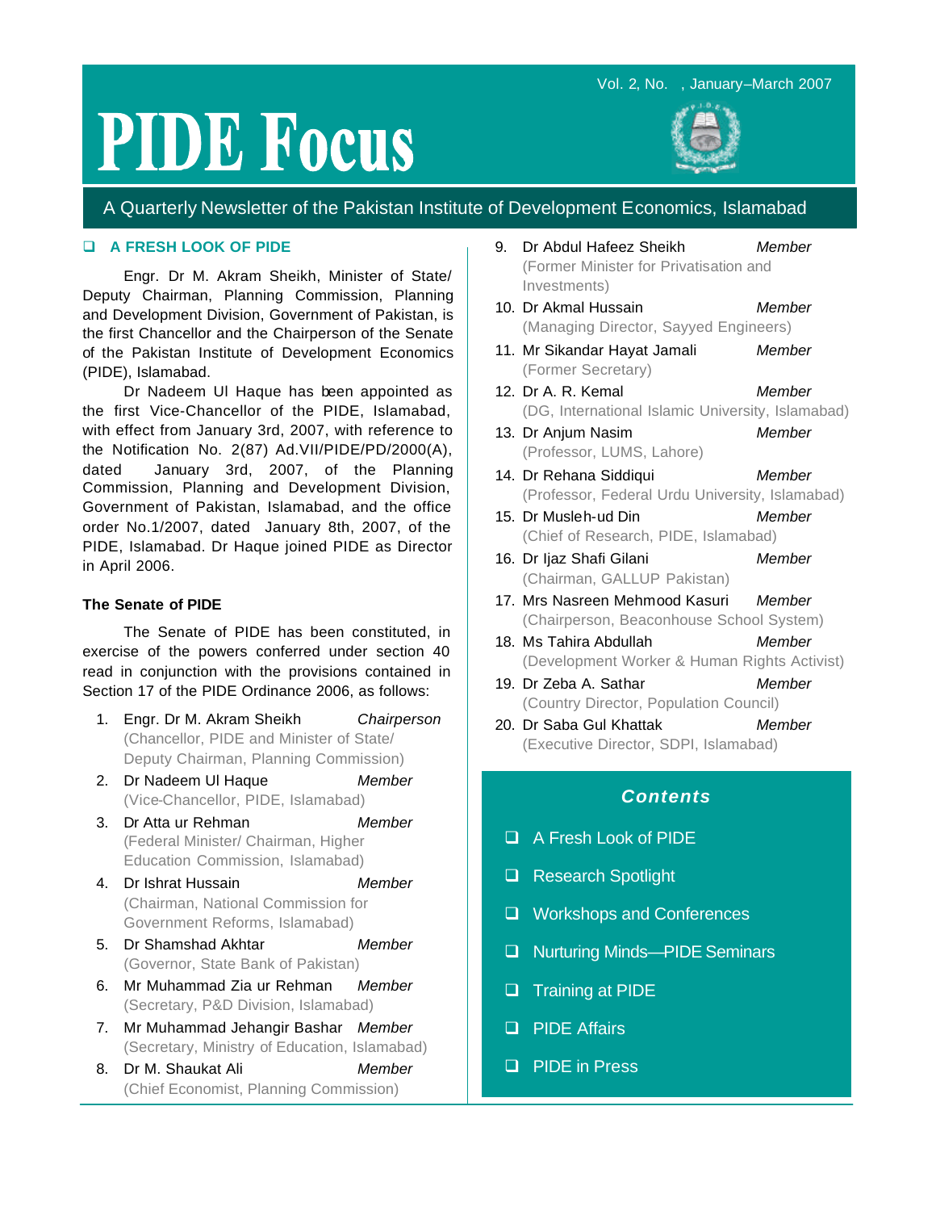# PIDE Focus

Vol. 2, No. , January–March 2007

A Quarterly Newsletter of the Pakistan Institute of Development Economics, Islamabad

## A FRESH LOOK OF PIDE

Engr. Dr M. Akram Sheikh, Minister of State/ Deputy Chairman, Planning Commission, Planning and Development Division, Government of Pakistan, is the first Chancellor and the Chairperson of the Senate of the Pakistan Institute of Development Economics (PIDE), Islamabad.

Dr Nadeem Ul Haque has been appointed as the first Vice-Chancellor of the PIDE, Islamabad, with effect from January 3rd, 2007, with reference to the Notification No. 2(87) Ad.VII/PIDE/PD/2000(A), dated January 3rd, 2007, of the Planning Commission, Planning and Development Division, Government of Pakistan, Islamabad, and the office order No.1/2007, dated January 8th, 2007, of the PIDE, Islamabad. Dr Haque joined PIDE as Director in April 2006.

### The Senate of PIDE

The Senate of PIDE has been constituted, in exercise of the powers conferred under section 40 read in conjunction with the provisions contained in Section 17 of the PIDE Ordinance 2006, as follows:

1. Engr. Dr M. Akram Sheikh — *Chairperson*
   (Chancellor, PIDE and Minister of State/ Deputy Chairman, Planning Commission)
2. Dr Nadeem Ul Haque — *Member*
   (Vice-Chancellor, PIDE, Islamabad)
3. Dr Atta ur Rehman — *Member*
   (Federal Minister/ Chairman, Higher Education Commission, Islamabad)
4. Dr Ishrat Hussain — *Member*
   (Chairman, National Commission for Government Reforms, Islamabad)
5. Dr Shamshad Akhtar — *Member*
   (Governor, State Bank of Pakistan)
6. Mr Muhammad Zia ur Rehman — *Member*
   (Secretary, P&D Division, Islamabad)
7. Mr Muhammad Jehangir Bashar — *Member*
   (Secretary, Ministry of Education, Islamabad)
8. Dr M. Shaukat Ali — *Member*
   (Chief Economist, Planning Commission)
9. Dr Abdul Hafeez Sheikh — *Member*
   (Former Minister for Privatisation and Investments)
10. Dr Akmal Hussain — *Member*
    (Managing Director, Sayyed Engineers)
11. Mr Sikandar Hayat Jamali — *Member*
    (Former Secretary)
12. Dr A. R. Kemal — *Member*
    (DG, International Islamic University, Islamabad)
13. Dr Anjum Nasim — *Member*
    (Professor, LUMS, Lahore)
14. Dr Rehana Siddiqui — *Member*
    (Professor, Federal Urdu University, Islamabad)
15. Dr Musleh-ud Din — *Member*
    (Chief of Research, PIDE, Islamabad)
16. Dr Ijaz Shafi Gilani — *Member*
    (Chairman, GALLUP Pakistan)
17. Mrs Nasreen Mehmood Kasuri — *Member*
    (Chairperson, Beaconhouse School System)
18. Ms Tahira Abdullah — *Member*
    (Development Worker & Human Rights Activist)
19. Dr Zeba A. Sathar — *Member*
    (Country Director, Population Council)
20. Dr Saba Gul Khattak — *Member*
    (Executive Director, SDPI, Islamabad)

### *Contents*

- A Fresh Look of PIDE
- Research Spotlight
- Workshops and Conferences
- Nurturing Minds—PIDE Seminars
- Training at PIDE
- PIDE Affairs
- PIDE in Press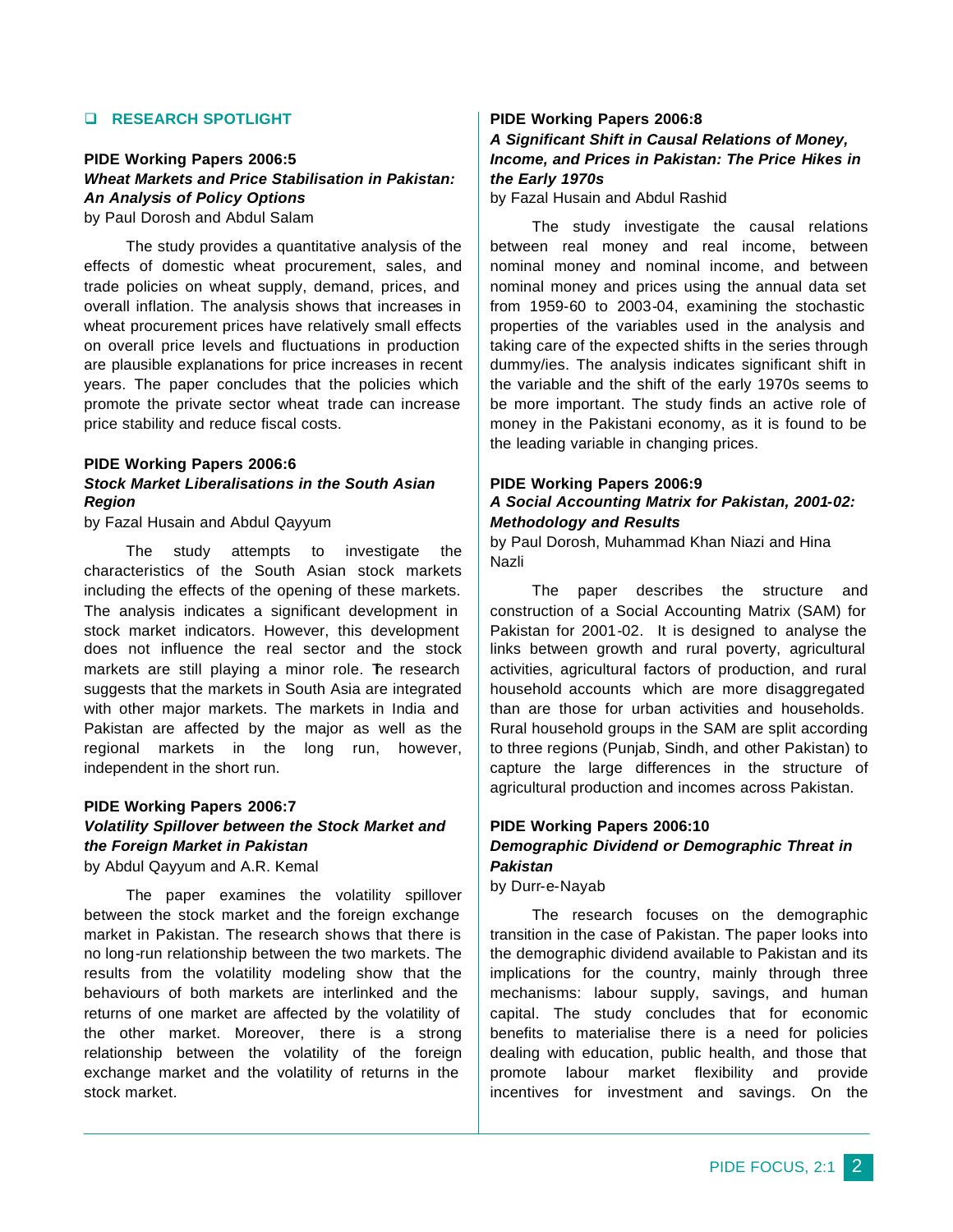## RESEARCH SPOTLIGHT

**PIDE Working Papers 2006:5**
***Wheat Markets and Price Stabilisation in Pakistan: An Analysis of Policy Options***
by Paul Dorosh and Abdul Salam

The study provides a quantitative analysis of the effects of domestic wheat procurement, sales, and trade policies on wheat supply, demand, prices, and overall inflation. The analysis shows that increases in wheat procurement prices have relatively small effects on overall price levels and fluctuations in production are plausible explanations for price increases in recent years. The paper concludes that the policies which promote the private sector wheat trade can increase price stability and reduce fiscal costs.

**PIDE Working Papers 2006:6**
***Stock Market Liberalisations in the South Asian Region***
by Fazal Husain and Abdul Qayyum

The study attempts to investigate the characteristics of the South Asian stock markets including the effects of the opening of these markets. The analysis indicates a significant development in stock market indicators. However, this development does not influence the real sector and the stock markets are still playing a minor role. The research suggests that the markets in South Asia are integrated with other major markets. The markets in India and Pakistan are affected by the major as well as the regional markets in the long run, however, independent in the short run.

**PIDE Working Papers 2006:7**
***Volatility Spillover between the Stock Market and the Foreign Market in Pakistan***
by Abdul Qayyum and A.R. Kemal

The paper examines the volatility spillover between the stock market and the foreign exchange market in Pakistan. The research shows that there is no long-run relationship between the two markets. The results from the volatility modeling show that the behaviours of both markets are interlinked and the returns of one market are affected by the volatility of the other market. Moreover, there is a strong relationship between the volatility of the foreign exchange market and the volatility of returns in the stock market.

**PIDE Working Papers 2006:8**
***A Significant Shift in Causal Relations of Money, Income, and Prices in Pakistan: The Price Hikes in the Early 1970s***
by Fazal Husain and Abdul Rashid

The study investigate the causal relations between real money and real income, between nominal money and nominal income, and between nominal money and prices using the annual data set from 1959-60 to 2003-04, examining the stochastic properties of the variables used in the analysis and taking care of the expected shifts in the series through dummy/ies. The analysis indicates significant shift in the variable and the shift of the early 1970s seems to be more important. The study finds an active role of money in the Pakistani economy, as it is found to be the leading variable in changing prices.

**PIDE Working Papers 2006:9**
***A Social Accounting Matrix for Pakistan, 2001-02: Methodology and Results***
by Paul Dorosh, Muhammad Khan Niazi and Hina Nazli

The paper describes the structure and construction of a Social Accounting Matrix (SAM) for Pakistan for 2001-02. It is designed to analyse the links between growth and rural poverty, agricultural activities, agricultural factors of production, and rural household accounts which are more disaggregated than are those for urban activities and households. Rural household groups in the SAM are split according to three regions (Punjab, Sindh, and other Pakistan) to capture the large differences in the structure of agricultural production and incomes across Pakistan.

**PIDE Working Papers 2006:10**
***Demographic Dividend or Demographic Threat in Pakistan***
by Durr-e-Nayab

The research focuses on the demographic transition in the case of Pakistan. The paper looks into the demographic dividend available to Pakistan and its implications for the country, mainly through three mechanisms: labour supply, savings, and human capital. The study concludes that for economic benefits to materialise there is a need for policies dealing with education, public health, and those that promote labour market flexibility and provide incentives for investment and savings. On the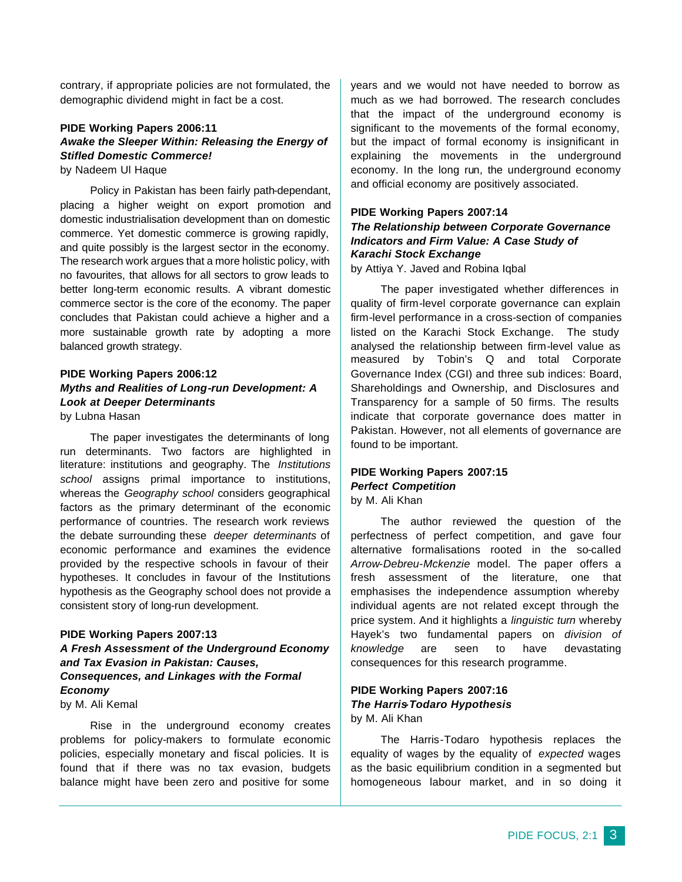contrary, if appropriate policies are not formulated, the demographic dividend might in fact be a cost.

**PIDE Working Papers 2006:11**
***Awake the Sleeper Within: Releasing the Energy of Stifled Domestic Commerce!***
by Nadeem Ul Haque

Policy in Pakistan has been fairly path-dependant, placing a higher weight on export promotion and domestic industrialisation development than on domestic commerce. Yet domestic commerce is growing rapidly, and quite possibly is the largest sector in the economy. The research work argues that a more holistic policy, with no favourites, that allows for all sectors to grow leads to better long-term economic results. A vibrant domestic commerce sector is the core of the economy. The paper concludes that Pakistan could achieve a higher and a more sustainable growth rate by adopting a more balanced growth strategy.

**PIDE Working Papers 2006:12**
***Myths and Realities of Long-run Development: A Look at Deeper Determinants***
by Lubna Hasan

The paper investigates the determinants of long run determinants. Two factors are highlighted in literature: institutions and geography. The *Institutions school* assigns primal importance to institutions, whereas the *Geography school* considers geographical factors as the primary determinant of the economic performance of countries. The research work reviews the debate surrounding these *deeper determinants* of economic performance and examines the evidence provided by the respective schools in favour of their hypotheses. It concludes in favour of the Institutions hypothesis as the Geography school does not provide a consistent story of long-run development.

**PIDE Working Papers 2007:13**
***A Fresh Assessment of the Underground Economy and Tax Evasion in Pakistan: Causes, Consequences, and Linkages with the Formal Economy***
by M. Ali Kemal

Rise in the underground economy creates problems for policy-makers to formulate economic policies, especially monetary and fiscal policies. It is found that if there was no tax evasion, budgets balance might have been zero and positive for some years and we would not have needed to borrow as much as we had borrowed. The research concludes that the impact of the underground economy is significant to the movements of the formal economy, but the impact of formal economy is insignificant in explaining the movements in the underground economy. In the long run, the underground economy and official economy are positively associated.

**PIDE Working Papers 2007:14**
***The Relationship between Corporate Governance Indicators and Firm Value: A Case Study of Karachi Stock Exchange***
by Attiya Y. Javed and Robina Iqbal

The paper investigated whether differences in quality of firm-level corporate governance can explain firm-level performance in a cross-section of companies listed on the Karachi Stock Exchange. The study analysed the relationship between firm-level value as measured by Tobin's Q and total Corporate Governance Index (CGI) and three sub indices: Board, Shareholdings and Ownership, and Disclosures and Transparency for a sample of 50 firms. The results indicate that corporate governance does matter in Pakistan. However, not all elements of governance are found to be important.

**PIDE Working Papers 2007:15**
***Perfect Competition***
by M. Ali Khan

The author reviewed the question of the perfectness of perfect competition, and gave four alternative formalisations rooted in the so-called *Arrow-Debreu-Mckenzie* model. The paper offers a fresh assessment of the literature, one that emphasises the independence assumption whereby individual agents are not related except through the price system. And it highlights a *linguistic turn* whereby Hayek's two fundamental papers on *division of knowledge* are seen to have devastating consequences for this research programme.

**PIDE Working Papers 2007:16**
***The Harris-Todaro Hypothesis***
by M. Ali Khan

The Harris-Todaro hypothesis replaces the equality of wages by the equality of *expected* wages as the basic equilibrium condition in a segmented but homogeneous labour market, and in so doing it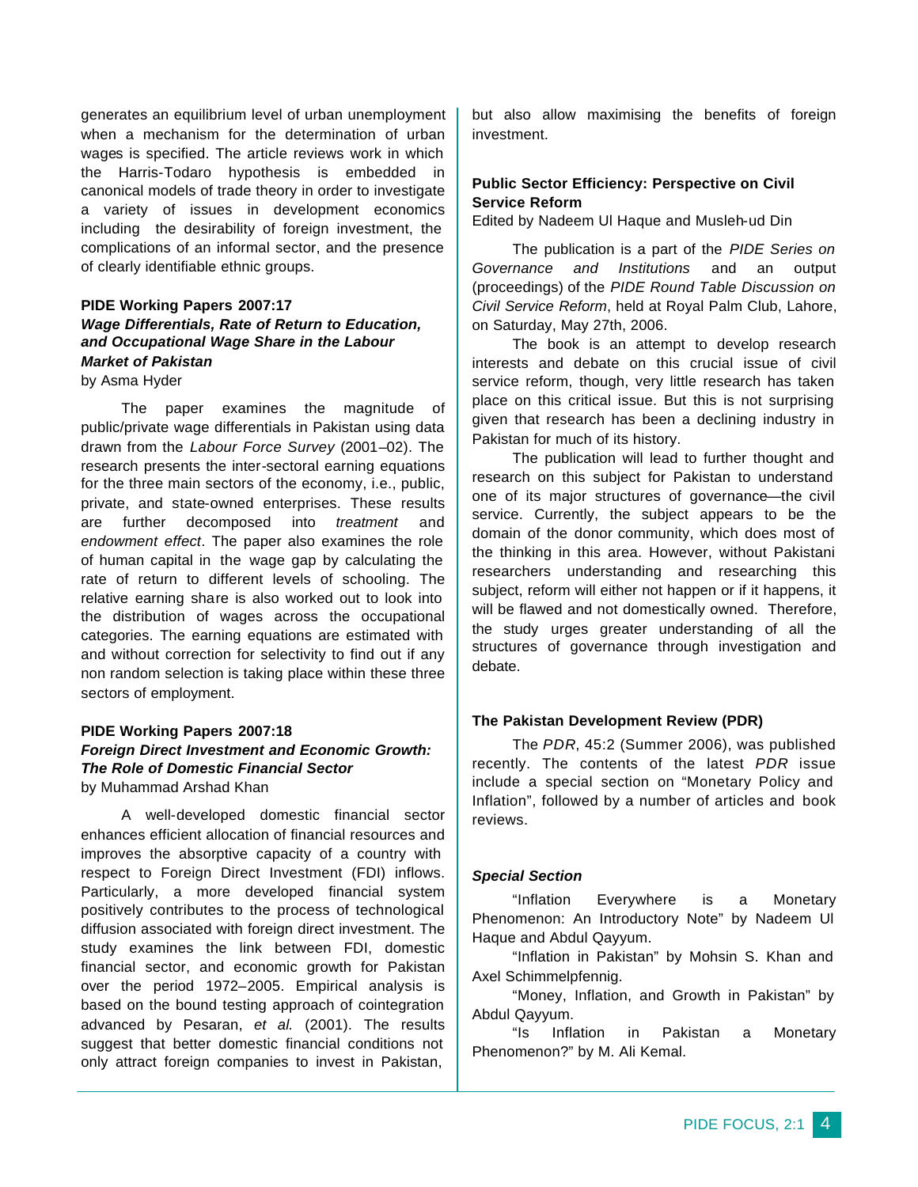generates an equilibrium level of urban unemployment when a mechanism for the determination of urban wages is specified. The article reviews work in which the Harris-Todaro hypothesis is embedded in canonical models of trade theory in order to investigate a variety of issues in development economics including the desirability of foreign investment, the complications of an informal sector, and the presence of clearly identifiable ethnic groups.

**PIDE Working Papers 2007:17**
***Wage Differentials, Rate of Return to Education, and Occupational Wage Share in the Labour Market of Pakistan***
by Asma Hyder

The paper examines the magnitude of public/private wage differentials in Pakistan using data drawn from the *Labour Force Survey* (2001–02). The research presents the inter-sectoral earning equations for the three main sectors of the economy, i.e., public, private, and state-owned enterprises. These results are further decomposed into *treatment* and *endowment effect*. The paper also examines the role of human capital in the wage gap by calculating the rate of return to different levels of schooling. The relative earning share is also worked out to look into the distribution of wages across the occupational categories. The earning equations are estimated with and without correction for selectivity to find out if any non random selection is taking place within these three sectors of employment.

**PIDE Working Papers 2007:18**
***Foreign Direct Investment and Economic Growth: The Role of Domestic Financial Sector***
by Muhammad Arshad Khan

A well-developed domestic financial sector enhances efficient allocation of financial resources and improves the absorptive capacity of a country with respect to Foreign Direct Investment (FDI) inflows. Particularly, a more developed financial system positively contributes to the process of technological diffusion associated with foreign direct investment. The study examines the link between FDI, domestic financial sector, and economic growth for Pakistan over the period 1972–2005. Empirical analysis is based on the bound testing approach of cointegration advanced by Pesaran, *et al.* (2001). The results suggest that better domestic financial conditions not only attract foreign companies to invest in Pakistan, but also allow maximising the benefits of foreign investment.

**Public Sector Efficiency: Perspective on Civil Service Reform**
Edited by Nadeem Ul Haque and Musleh-ud Din

The publication is a part of the *PIDE Series on Governance and Institutions* and an output (proceedings) of the *PIDE Round Table Discussion on Civil Service Reform*, held at Royal Palm Club, Lahore, on Saturday, May 27th, 2006.

The book is an attempt to develop research interests and debate on this crucial issue of civil service reform, though, very little research has taken place on this critical issue. But this is not surprising given that research has been a declining industry in Pakistan for much of its history.

The publication will lead to further thought and research on this subject for Pakistan to understand one of its major structures of governance—the civil service. Currently, the subject appears to be the domain of the donor community, which does most of the thinking in this area. However, without Pakistani researchers understanding and researching this subject, reform will either not happen or if it happens, it will be flawed and not domestically owned. Therefore, the study urges greater understanding of all the structures of governance through investigation and debate.

**The Pakistan Development Review (PDR)**

The *PDR*, 45:2 (Summer 2006), was published recently. The contents of the latest *PDR* issue include a special section on "Monetary Policy and Inflation", followed by a number of articles and book reviews.

***Special Section***

"Inflation Everywhere is a Monetary Phenomenon: An Introductory Note" by Nadeem Ul Haque and Abdul Qayyum.

"Inflation in Pakistan" by Mohsin S. Khan and Axel Schimmelpfennig.

"Money, Inflation, and Growth in Pakistan" by Abdul Qayyum.

"Is Inflation in Pakistan a Monetary Phenomenon?" by M. Ali Kemal.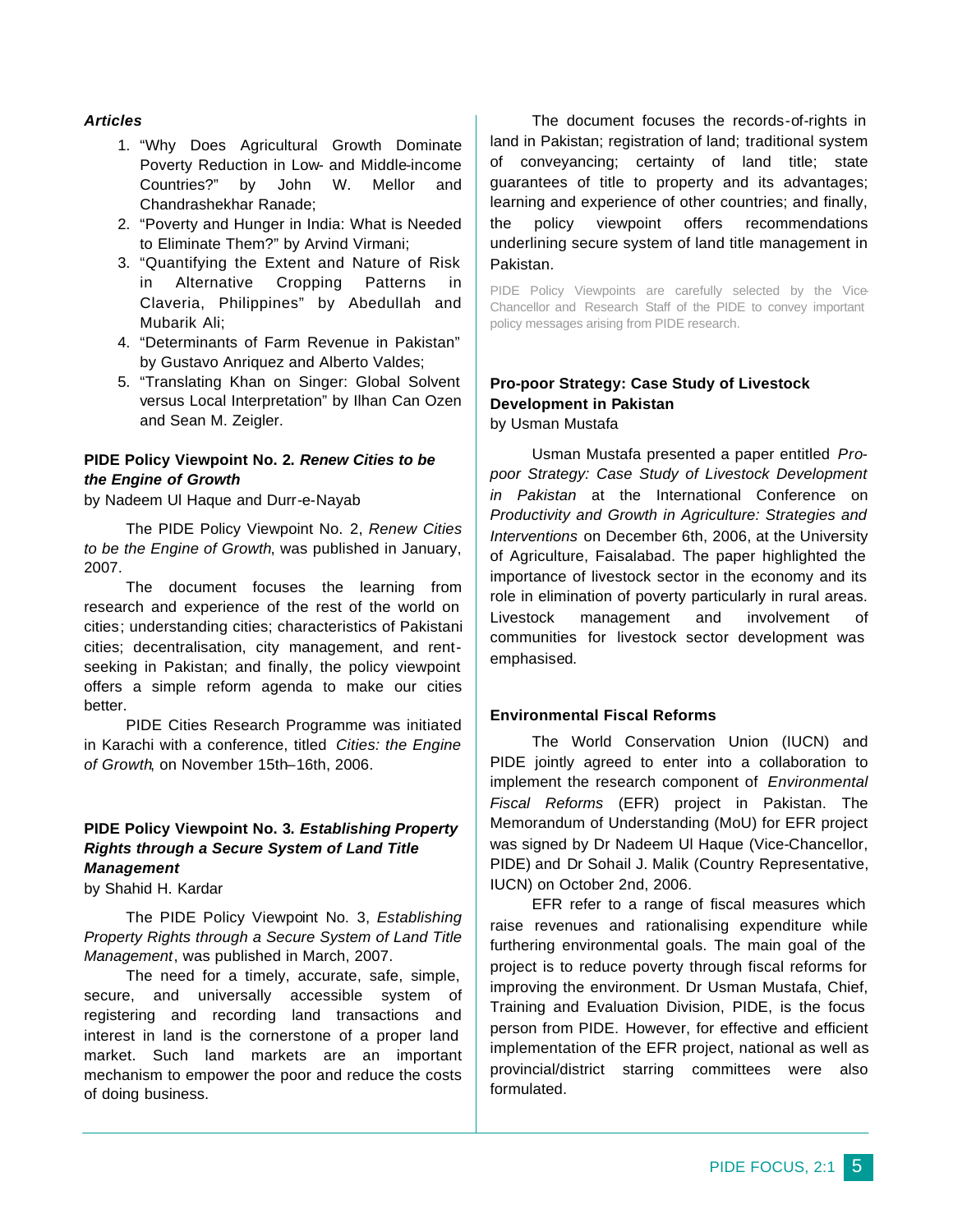***Articles***

1. "Why Does Agricultural Growth Dominate Poverty Reduction in Low- and Middle-income Countries?" by John W. Mellor and Chandrashekhar Ranade;
2. "Poverty and Hunger in India: What is Needed to Eliminate Them?" by Arvind Virmani;
3. "Quantifying the Extent and Nature of Risk in Alternative Cropping Patterns in Claveria, Philippines" by Abedullah and Mubarik Ali;
4. "Determinants of Farm Revenue in Pakistan" by Gustavo Anriquez and Alberto Valdes;
5. "Translating Khan on Singer: Global Solvent versus Local Interpretation" by Ilhan Can Ozen and Sean M. Zeigler.

### PIDE Policy Viewpoint No. 2. *Renew Cities to be the Engine of Growth*

by Nadeem Ul Haque and Durr-e-Nayab

The PIDE Policy Viewpoint No. 2, *Renew Cities to be the Engine of Growth*, was published in January, 2007.

The document focuses the learning from research and experience of the rest of the world on cities; understanding cities; characteristics of Pakistani cities; decentralisation, city management, and rent-seeking in Pakistan; and finally, the policy viewpoint offers a simple reform agenda to make our cities better.

PIDE Cities Research Programme was initiated in Karachi with a conference, titled *Cities: the Engine of Growth*, on November 15th–16th, 2006.

### PIDE Policy Viewpoint No. 3. *Establishing Property Rights through a Secure System of Land Title Management*

by Shahid H. Kardar

The PIDE Policy Viewpoint No. 3, *Establishing Property Rights through a Secure System of Land Title Management*, was published in March, 2007.

The need for a timely, accurate, safe, simple, secure, and universally accessible system of registering and recording land transactions and interest in land is the cornerstone of a proper land market. Such land markets are an important mechanism to empower the poor and reduce the costs of doing business.

The document focuses the records-of-rights in land in Pakistan; registration of land; traditional system of conveyancing; certainty of land title; state guarantees of title to property and its advantages; learning and experience of other countries; and finally, the policy viewpoint offers recommendations underlining secure system of land title management in Pakistan.

PIDE Policy Viewpoints are carefully selected by the Vice-Chancellor and Research Staff of the PIDE to convey important policy messages arising from PIDE research.

### Pro-poor Strategy: Case Study of Livestock Development in Pakistan

by Usman Mustafa

Usman Mustafa presented a paper entitled *Pro-poor Strategy: Case Study of Livestock Development in Pakistan* at the International Conference on *Productivity and Growth in Agriculture: Strategies and Interventions* on December 6th, 2006, at the University of Agriculture, Faisalabad. The paper highlighted the importance of livestock sector in the economy and its role in elimination of poverty particularly in rural areas. Livestock management and involvement of communities for livestock sector development was emphasised.

### Environmental Fiscal Reforms

The World Conservation Union (IUCN) and PIDE jointly agreed to enter into a collaboration to implement the research component of *Environmental Fiscal Reforms* (EFR) project in Pakistan. The Memorandum of Understanding (MoU) for EFR project was signed by Dr Nadeem Ul Haque (Vice-Chancellor, PIDE) and Dr Sohail J. Malik (Country Representative, IUCN) on October 2nd, 2006.

EFR refer to a range of fiscal measures which raise revenues and rationalising expenditure while furthering environmental goals. The main goal of the project is to reduce poverty through fiscal reforms for improving the environment. Dr Usman Mustafa, Chief, Training and Evaluation Division, PIDE, is the focus person from PIDE. However, for effective and efficient implementation of the EFR project, national as well as provincial/district starring committees were also formulated.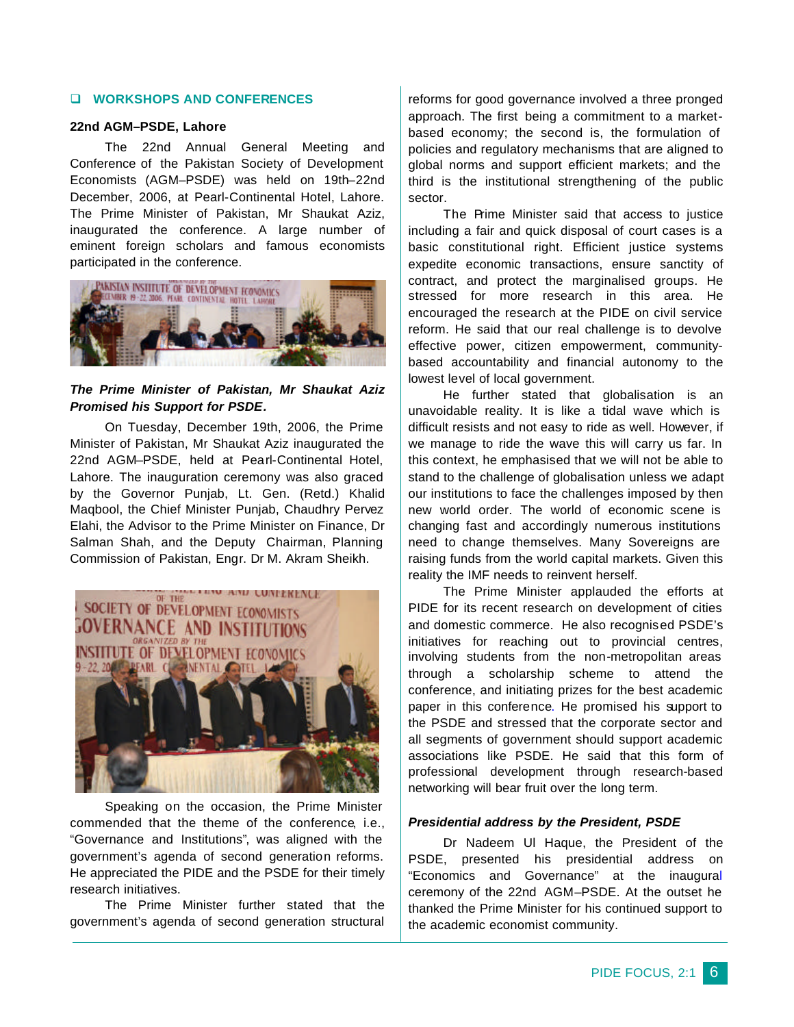## WORKSHOPS AND CONFERENCES

### 22nd AGM–PSDE, Lahore

The 22nd Annual General Meeting and Conference of the Pakistan Society of Development Economists (AGM–PSDE) was held on 19th–22nd December, 2006, at Pearl-Continental Hotel, Lahore. The Prime Minister of Pakistan, Mr Shaukat Aziz, inaugurated the conference. A large number of eminent foreign scholars and famous economists participated in the conference.

### *The Prime Minister of Pakistan, Mr Shaukat Aziz Promised his Support for PSDE.*

On Tuesday, December 19th, 2006, the Prime Minister of Pakistan, Mr Shaukat Aziz inaugurated the 22nd AGM–PSDE, held at Pearl-Continental Hotel, Lahore. The inauguration ceremony was also graced by the Governor Punjab, Lt. Gen. (Retd.) Khalid Maqbool, the Chief Minister Punjab, Chaudhry Pervez Elahi, the Advisor to the Prime Minister on Finance, Dr Salman Shah, and the Deputy Chairman, Planning Commission of Pakistan, Engr. Dr M. Akram Sheikh.

Speaking on the occasion, the Prime Minister commended that the theme of the conference, i.e., "Governance and Institutions", was aligned with the government's agenda of second generation reforms. He appreciated the PIDE and the PSDE for their timely research initiatives.

The Prime Minister further stated that the government's agenda of second generation structural reforms for good governance involved a three pronged approach. The first being a commitment to a market-based economy; the second is, the formulation of policies and regulatory mechanisms that are aligned to global norms and support efficient markets; and the third is the institutional strengthening of the public sector.

The Prime Minister said that access to justice including a fair and quick disposal of court cases is a basic constitutional right. Efficient justice systems expedite economic transactions, ensure sanctity of contract, and protect the marginalised groups. He stressed for more research in this area. He encouraged the research at the PIDE on civil service reform. He said that our real challenge is to devolve effective power, citizen empowerment, community-based accountability and financial autonomy to the lowest level of local government.

He further stated that globalisation is an unavoidable reality. It is like a tidal wave which is difficult resists and not easy to ride as well. However, if we manage to ride the wave this will carry us far. In this context, he emphasised that we will not be able to stand to the challenge of globalisation unless we adapt our institutions to face the challenges imposed by then new world order. The world of economic scene is changing fast and accordingly numerous institutions need to change themselves. Many Sovereigns are raising funds from the world capital markets. Given this reality the IMF needs to reinvent herself.

The Prime Minister applauded the efforts at PIDE for its recent research on development of cities and domestic commerce. He also recognised PSDE's initiatives for reaching out to provincial centres, involving students from the non-metropolitan areas through a scholarship scheme to attend the conference, and initiating prizes for the best academic paper in this conference. He promised his support to the PSDE and stressed that the corporate sector and all segments of government should support academic associations like PSDE. He said that this form of professional development through research-based networking will bear fruit over the long term.

### *Presidential address by the President, PSDE*

Dr Nadeem Ul Haque, the President of the PSDE, presented his presidential address on "Economics and Governance" at the inaugural ceremony of the 22nd AGM–PSDE. At the outset he thanked the Prime Minister for his continued support to the academic economist community.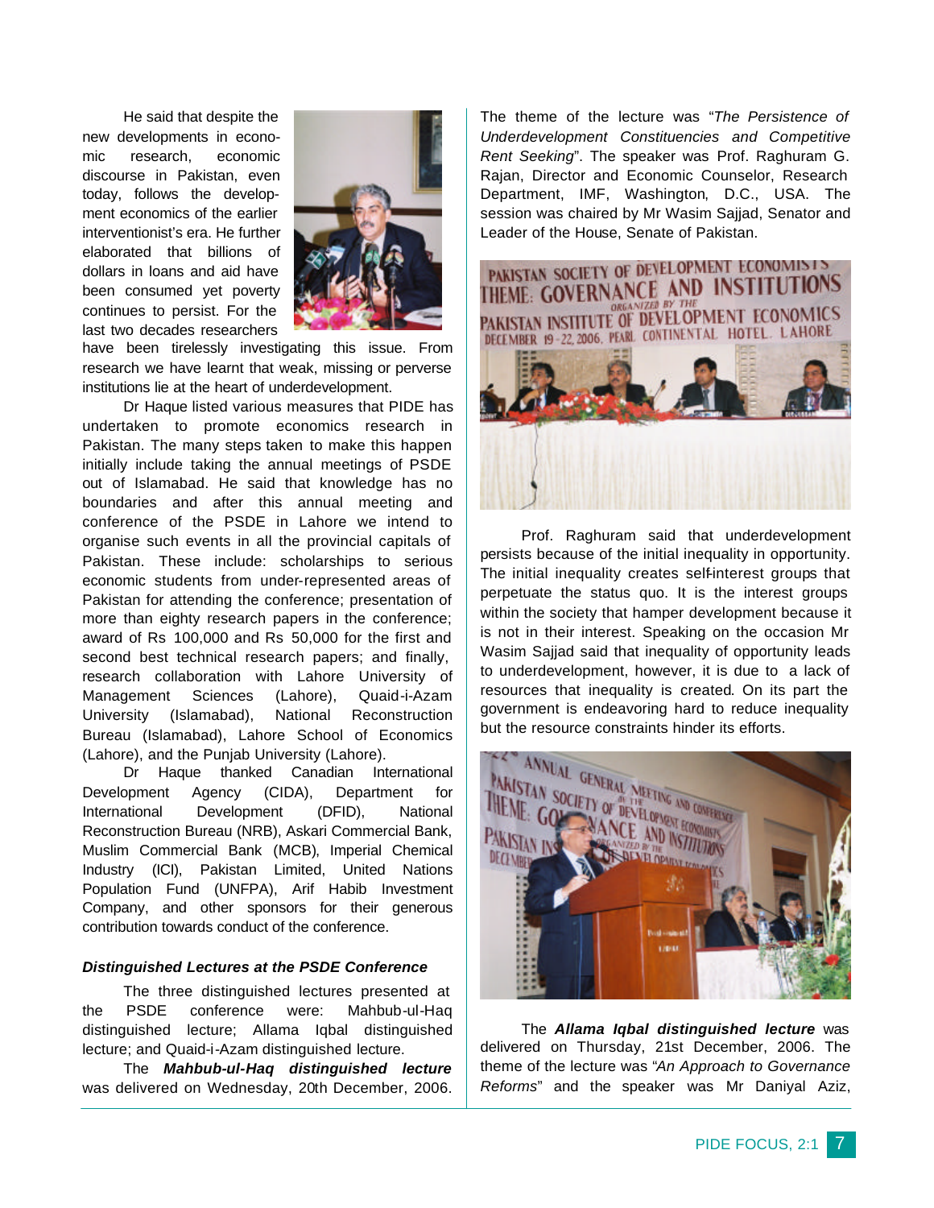He said that despite the new developments in economic research, economic discourse in Pakistan, even today, follows the development economics of the earlier interventionist's era. He further elaborated that billions of dollars in loans and aid have been consumed yet poverty continues to persist. For the last two decades researchers have been tirelessly investigating this issue. From research we have learnt that weak, missing or perverse institutions lie at the heart of underdevelopment.

Dr Haque listed various measures that PIDE has undertaken to promote economics research in Pakistan. The many steps taken to make this happen initially include taking the annual meetings of PSDE out of Islamabad. He said that knowledge has no boundaries and after this annual meeting and conference of the PSDE in Lahore we intend to organise such events in all the provincial capitals of Pakistan. These include: scholarships to serious economic students from under-represented areas of Pakistan for attending the conference; presentation of more than eighty research papers in the conference; award of Rs 100,000 and Rs 50,000 for the first and second best technical research papers; and finally, research collaboration with Lahore University of Management Sciences (Lahore), Quaid-i-Azam University (Islamabad), National Reconstruction Bureau (Islamabad), Lahore School of Economics (Lahore), and the Punjab University (Lahore).

Dr Haque thanked Canadian International Development Agency (CIDA), Department for International Development (DFID), National Reconstruction Bureau (NRB), Askari Commercial Bank, Muslim Commercial Bank (MCB), Imperial Chemical Industry (ICI), Pakistan Limited, United Nations Population Fund (UNFPA), Arif Habib Investment Company, and other sponsors for their generous contribution towards conduct of the conference.

### *Distinguished Lectures at the PSDE Conference*

The three distinguished lectures presented at the PSDE conference were: Mahbub-ul-Haq distinguished lecture; Allama Iqbal distinguished lecture; and Quaid-i-Azam distinguished lecture.

The ***Mahbub-ul-Haq distinguished lecture*** was delivered on Wednesday, 20th December, 2006. The theme of the lecture was "*The Persistence of Underdevelopment Constituencies and Competitive Rent Seeking*". The speaker was Prof. Raghuram G. Rajan, Director and Economic Counselor, Research Department, IMF, Washington, D.C., USA. The session was chaired by Mr Wasim Sajjad, Senator and Leader of the House, Senate of Pakistan.

Prof. Raghuram said that underdevelopment persists because of the initial inequality in opportunity. The initial inequality creates self-interest groups that perpetuate the status quo. It is the interest groups within the society that hamper development because it is not in their interest. Speaking on the occasion Mr Wasim Sajjad said that inequality of opportunity leads to underdevelopment, however, it is due to a lack of resources that inequality is created. On its part the government is endeavoring hard to reduce inequality but the resource constraints hinder its efforts.

The ***Allama Iqbal distinguished lecture*** was delivered on Thursday, 21st December, 2006. The theme of the lecture was "*An Approach to Governance Reforms*" and the speaker was Mr Daniyal Aziz,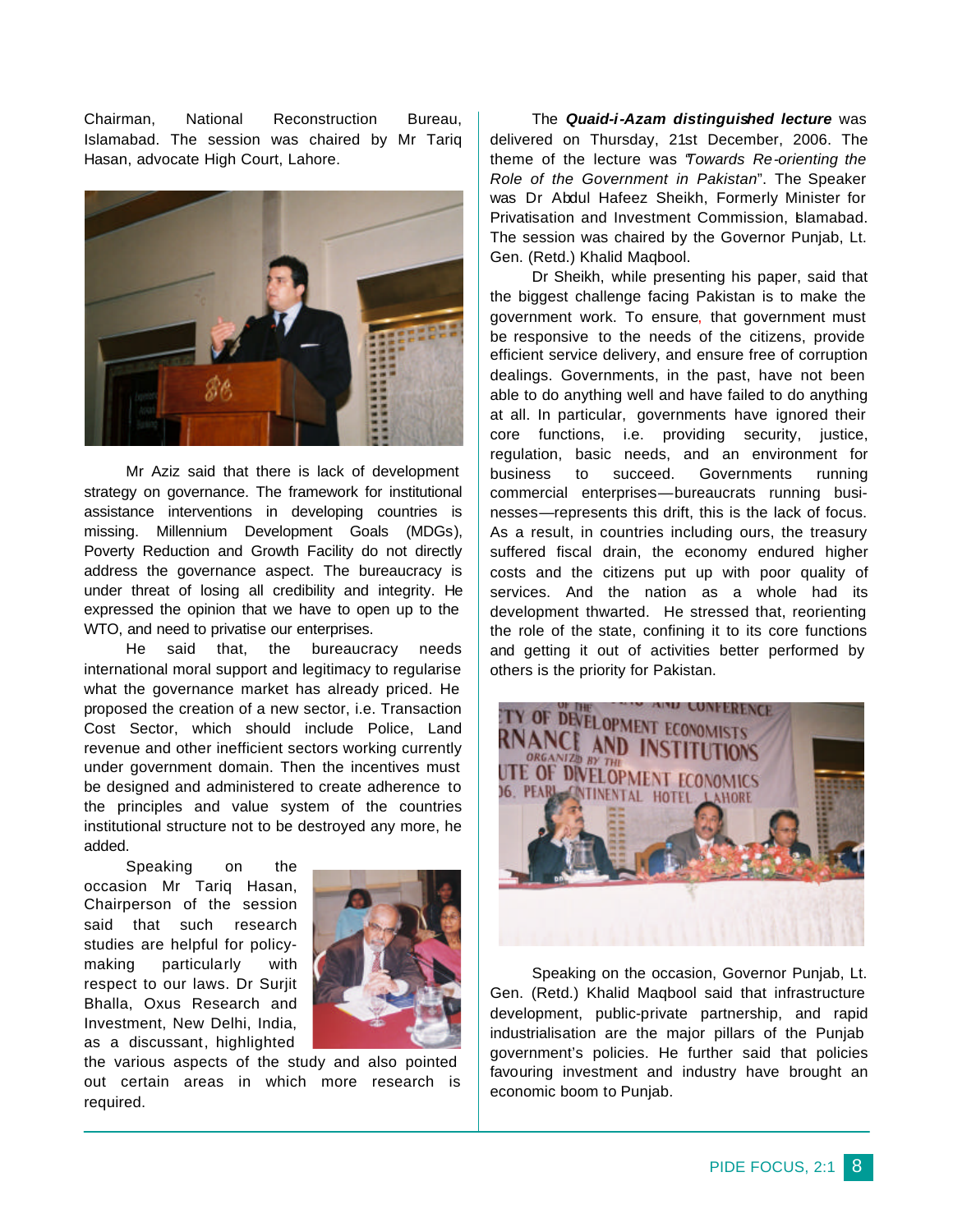Chairman, National Reconstruction Bureau, Islamabad. The session was chaired by Mr Tariq Hasan, advocate High Court, Lahore.

Mr Aziz said that there is lack of development strategy on governance. The framework for institutional assistance interventions in developing countries is missing. Millennium Development Goals (MDGs), Poverty Reduction and Growth Facility do not directly address the governance aspect. The bureaucracy is under threat of losing all credibility and integrity. He expressed the opinion that we have to open up to the WTO, and need to privatise our enterprises.

He said that, the bureaucracy needs international moral support and legitimacy to regularise what the governance market has already priced. He proposed the creation of a new sector, i.e. Transaction Cost Sector, which should include Police, Land revenue and other inefficient sectors working currently under government domain. Then the incentives must be designed and administered to create adherence to the principles and value system of the countries institutional structure not to be destroyed any more, he added.

Speaking on the occasion Mr Tariq Hasan, Chairperson of the session said that such research studies are helpful for policy-making particularly with respect to our laws. Dr Surjit Bhalla, Oxus Research and Investment, New Delhi, India, as a discussant, highlighted the various aspects of the study and also pointed out certain areas in which more research is required.

The ***Quaid-i-Azam distinguished lecture*** was delivered on Thursday, 21st December, 2006. The theme of the lecture was "*Towards Re-orienting the Role of the Government in Pakistan*". The Speaker was Dr Abdul Hafeez Sheikh, Formerly Minister for Privatisation and Investment Commission, Islamabad. The session was chaired by the Governor Punjab, Lt. Gen. (Retd.) Khalid Maqbool.

Dr Sheikh, while presenting his paper, said that the biggest challenge facing Pakistan is to make the government work. To ensure, that government must be responsive to the needs of the citizens, provide efficient service delivery, and ensure free of corruption dealings. Governments, in the past, have not been able to do anything well and have failed to do anything at all. In particular, governments have ignored their core functions, i.e. providing security, justice, regulation, basic needs, and an environment for business to succeed. Governments running commercial enterprises—bureaucrats running businesses—represents this drift, this is the lack of focus. As a result, in countries including ours, the treasury suffered fiscal drain, the economy endured higher costs and the citizens put up with poor quality of services. And the nation as a whole had its development thwarted. He stressed that, reorienting the role of the state, confining it to its core functions and getting it out of activities better performed by others is the priority for Pakistan.

Speaking on the occasion, Governor Punjab, Lt. Gen. (Retd.) Khalid Maqbool said that infrastructure development, public-private partnership, and rapid industrialisation are the major pillars of the Punjab government's policies. He further said that policies favouring investment and industry have brought an economic boom to Punjab.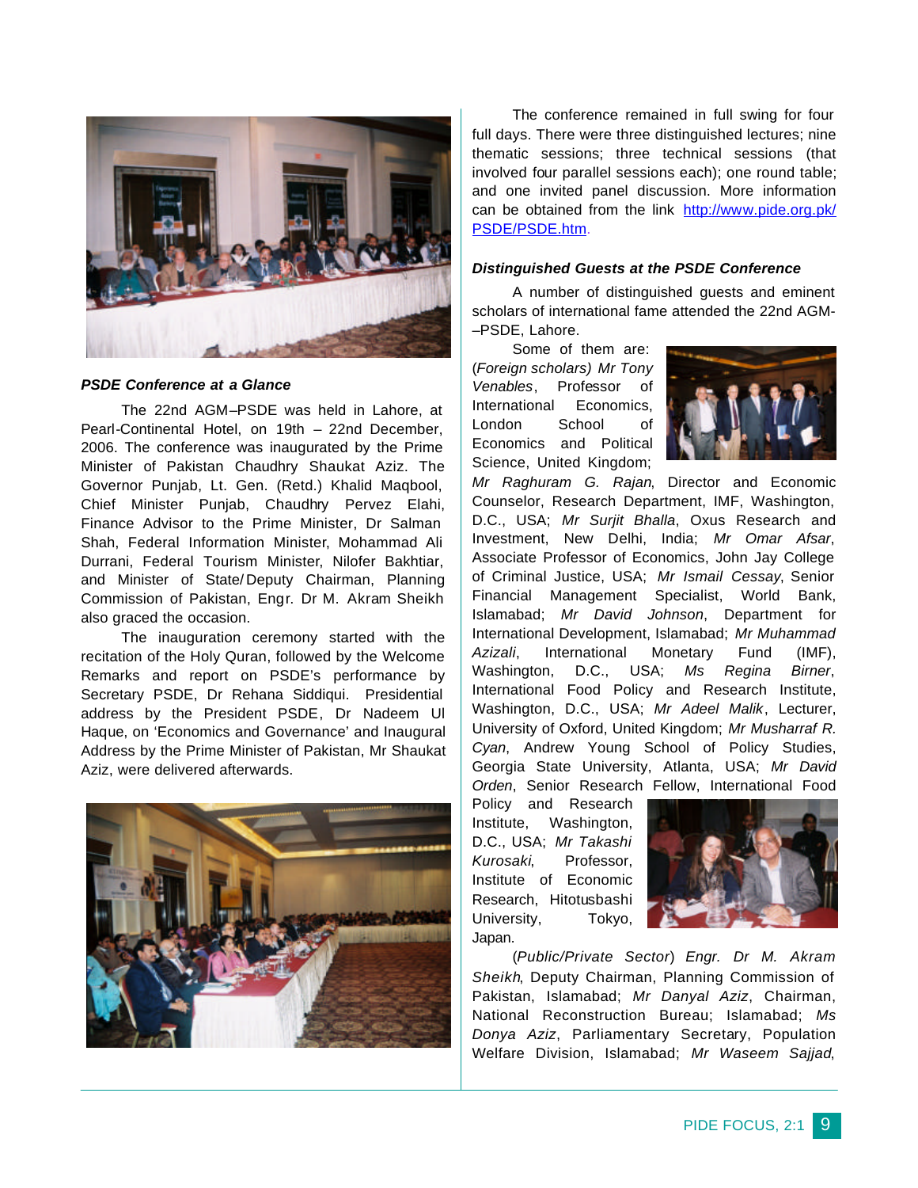### PSDE Conference at a Glance

The 22nd AGM–PSDE was held in Lahore, at Pearl-Continental Hotel, on 19th – 22nd December, 2006. The conference was inaugurated by the Prime Minister of Pakistan Chaudhry Shaukat Aziz. The Governor Punjab, Lt. Gen. (Retd.) Khalid Maqbool, Chief Minister Punjab, Chaudhry Pervez Elahi, Finance Advisor to the Prime Minister, Dr Salman Shah, Federal Information Minister, Mohammad Ali Durrani, Federal Tourism Minister, Nilofer Bakhtiar, and Minister of State/Deputy Chairman, Planning Commission of Pakistan, Engr. Dr M. Akram Sheikh also graced the occasion.

The inauguration ceremony started with the recitation of the Holy Quran, followed by the Welcome Remarks and report on PSDE's performance by Secretary PSDE, Dr Rehana Siddiqui. Presidential address by the President PSDE, Dr Nadeem Ul Haque, on 'Economics and Governance' and Inaugural Address by the Prime Minister of Pakistan, Mr Shaukat Aziz, were delivered afterwards.

The conference remained in full swing for four full days. There were three distinguished lectures; nine thematic sessions; three technical sessions (that involved four parallel sessions each); one round table; and one invited panel discussion. More information can be obtained from the link http://www.pide.org.pk/PSDE/PSDE.htm.

### Distinguished Guests at the PSDE Conference

A number of distinguished guests and eminent scholars of international fame attended the 22nd AGM–PSDE, Lahore.

Some of them are: (*Foreign scholars) Mr Tony Venables*, Professor of International Economics, London School of Economics and Political Science, United Kingdom; *Mr Raghuram G. Rajan*, Director and Economic Counselor, Research Department, IMF, Washington, D.C., USA; *Mr Surjit Bhalla*, Oxus Research and Investment, New Delhi, India; *Mr Omar Afsar*, Associate Professor of Economics, John Jay College of Criminal Justice, USA; *Mr Ismail Cessay*, Senior Financial Management Specialist, World Bank, Islamabad; *Mr David Johnson*, Department for International Development, Islamabad; *Mr Muhammad Azizali*, International Monetary Fund (IMF), Washington, D.C., USA; *Ms Regina Birner*, International Food Policy and Research Institute, Washington, D.C., USA; *Mr Adeel Malik*, Lecturer, University of Oxford, United Kingdom; *Mr Musharraf R. Cyan*, Andrew Young School of Policy Studies, Georgia State University, Atlanta, USA; *Mr David Orden*, Senior Research Fellow, International Food Policy and Research Institute, Washington, D.C., USA; *Mr Takashi Kurosaki*, Professor, Institute of Economic Research, Hitotusbashi University, Tokyo, Japan.

(*Public/Private Sector*) *Engr. Dr M. Akram Sheikh*, Deputy Chairman, Planning Commission of Pakistan, Islamabad; *Mr Danyal Aziz*, Chairman, National Reconstruction Bureau; Islamabad; *Ms Donya Aziz*, Parliamentary Secretary, Population Welfare Division, Islamabad; *Mr Waseem Sajjad*,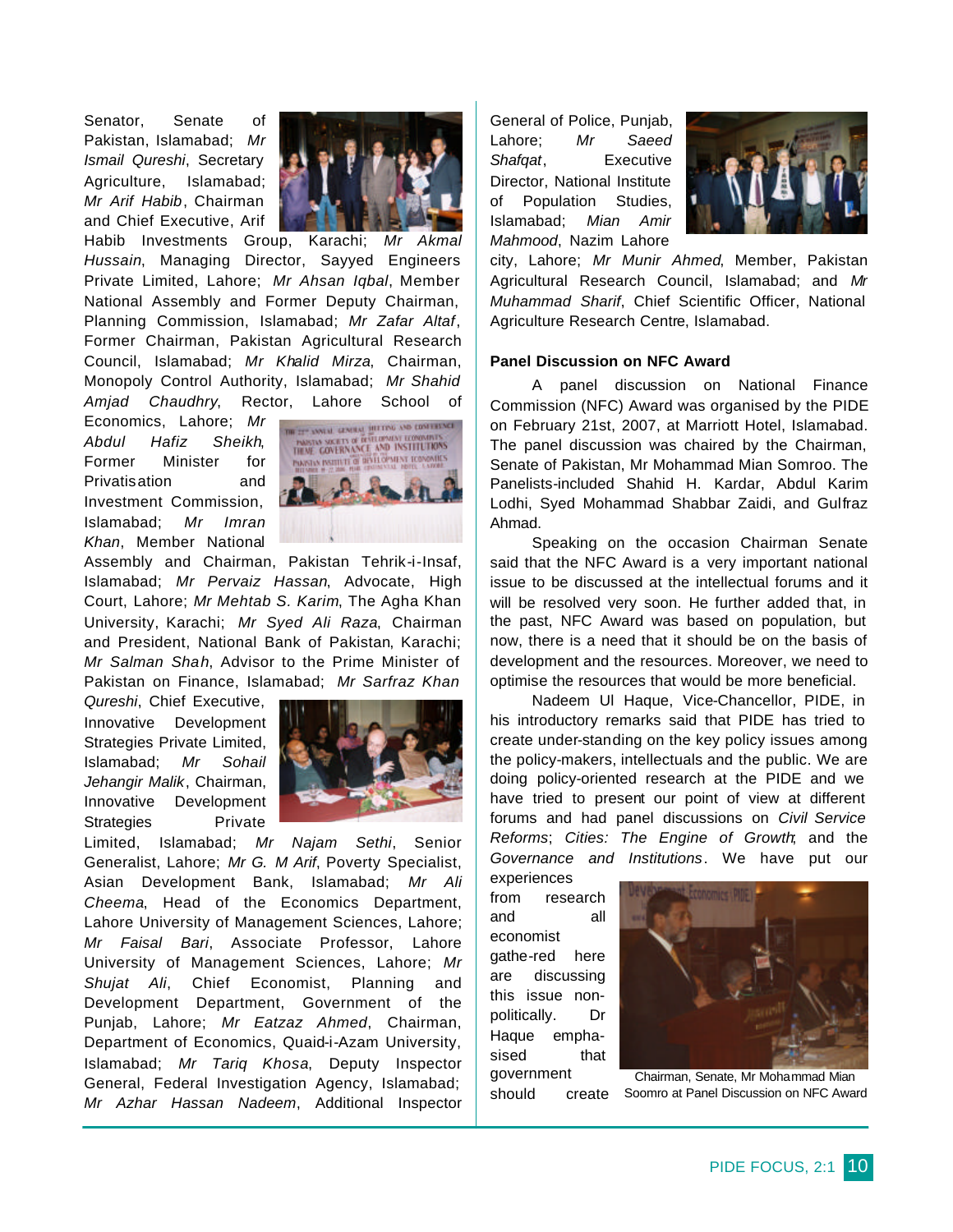Senator, Senate of Pakistan, Islamabad; *Mr Ismail Qureshi*, Secretary Agriculture, Islamabad; *Mr Arif Habib*, Chairman and Chief Executive, Arif Habib Investments Group, Karachi; *Mr Akmal Hussain*, Managing Director, Sayyed Engineers Private Limited, Lahore; *Mr Ahsan Iqbal*, Member National Assembly and Former Deputy Chairman, Planning Commission, Islamabad; *Mr Zafar Altaf*, Former Chairman, Pakistan Agricultural Research Council, Islamabad; *Mr Khalid Mirza*, Chairman, Monopoly Control Authority, Islamabad; *Mr Shahid Amjad Chaudhry*, Rector, Lahore School of Economics, Lahore; *Mr Abdul Hafiz Sheikh*, Former Minister for Privatisation and Investment Commission, Islamabad; *Mr Imran Khan*, Member National Assembly and Chairman, Pakistan Tehrik-i-Insaf, Islamabad; *Mr Pervaiz Hassan*, Advocate, High Court, Lahore; *Mr Mehtab S. Karim*, The Agha Khan University, Karachi; *Mr Syed Ali Raza*, Chairman and President, National Bank of Pakistan, Karachi; *Mr Salman Shah*, Advisor to the Prime Minister of Pakistan on Finance, Islamabad; *Mr Sarfraz Khan Qureshi*, Chief Executive, Innovative Development Strategies Private Limited, Islamabad; *Mr Sohail Jehangir Malik*, Chairman, Innovative Development Strategies Private Limited, Islamabad; *Mr Najam Sethi*, Senior Generalist, Lahore; *Mr G. M Arif*, Poverty Specialist, Asian Development Bank, Islamabad; *Mr Ali Cheema*, Head of the Economics Department, Lahore University of Management Sciences, Lahore; *Mr Faisal Bari*, Associate Professor, Lahore University of Management Sciences, Lahore; *Mr Shujat Ali*, Chief Economist, Planning and Development Department, Government of the Punjab, Lahore; *Mr Eatzaz Ahmed*, Chairman, Department of Economics, Quaid-i-Azam University, Islamabad; *Mr Tariq Khosa*, Deputy Inspector General, Federal Investigation Agency, Islamabad; *Mr Azhar Hassan Nadeem*, Additional Inspector General of Police, Punjab, Lahore; *Mr Saeed Shafqat*, Executive Director, National Institute of Population Studies, Islamabad; *Mian Amir Mahmood*, Nazim Lahore city, Lahore; *Mr Munir Ahmed*, Member, Pakistan Agricultural Research Council, Islamabad; and *Mr Muhammad Sharif*, Chief Scientific Officer, National Agriculture Research Centre, Islamabad.

### Panel Discussion on NFC Award

A panel discussion on National Finance Commission (NFC) Award was organised by the PIDE on February 21st, 2007, at Marriott Hotel, Islamabad. The panel discussion was chaired by the Chairman, Senate of Pakistan, Mr Mohammad Mian Somroo. The Panelists-included Shahid H. Kardar, Abdul Karim Lodhi, Syed Mohammad Shabbar Zaidi, and Gulfraz Ahmad.

Speaking on the occasion Chairman Senate said that the NFC Award is a very important national issue to be discussed at the intellectual forums and it will be resolved very soon. He further added that, in the past, NFC Award was based on population, but now, there is a need that it should be on the basis of development and the resources. Moreover, we need to optimise the resources that would be more beneficial.

Nadeem Ul Haque, Vice-Chancellor, PIDE, in his introductory remarks said that PIDE has tried to create under-standing on the key policy issues among the policy-makers, intellectuals and the public. We are doing policy-oriented research at the PIDE and we have tried to present our point of view at different forums and had panel discussions on *Civil Service Reforms*; *Cities: The Engine of Growth*; and the *Governance and Institutions*. We have put our experiences from research and all economist gathe-red here are discussing this issue non-politically. Dr Haque empha-sised that government should create

Chairman, Senate, Mr Mohammad Mian Soomro at Panel Discussion on NFC Award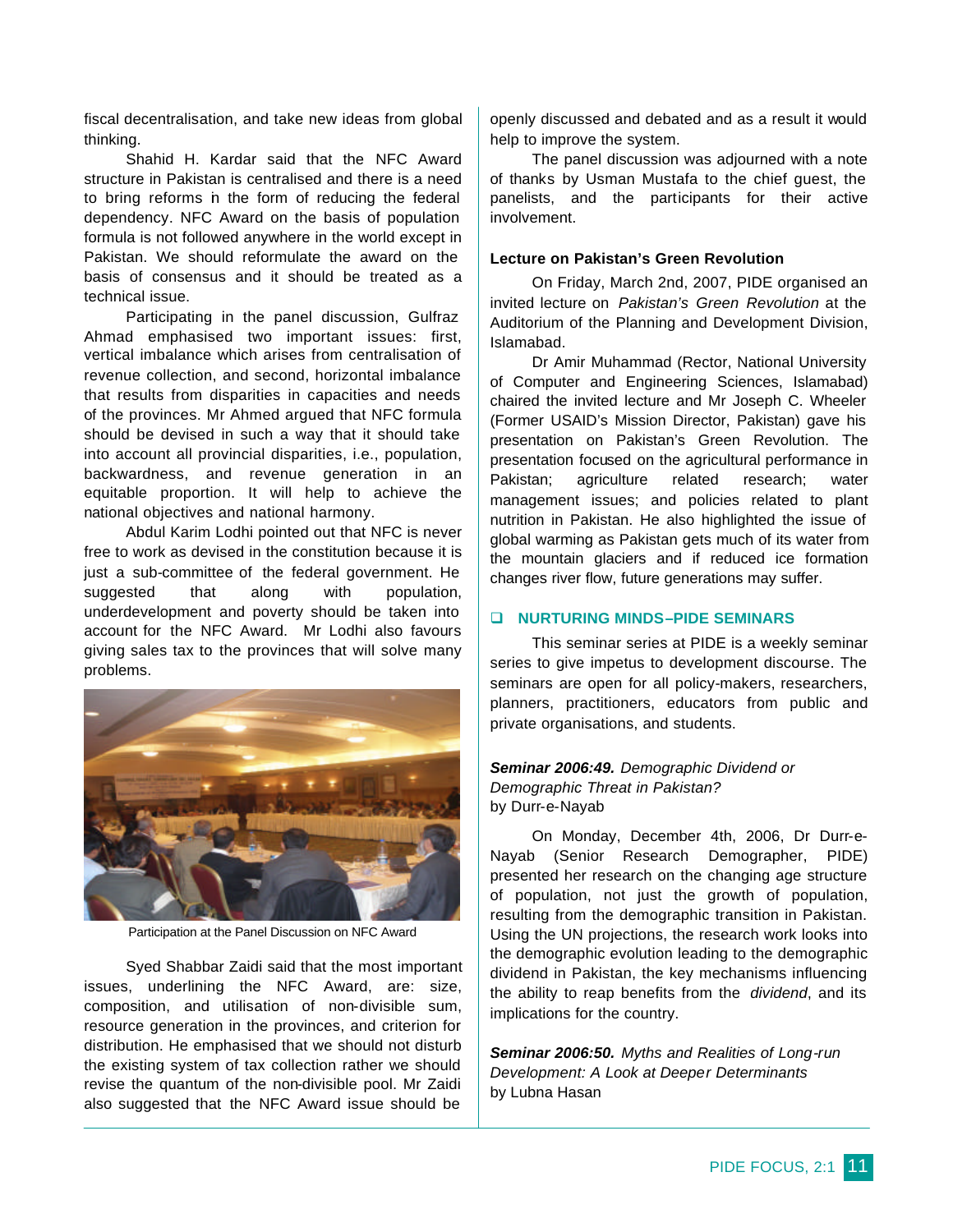fiscal decentralisation, and take new ideas from global thinking.

Shahid H. Kardar said that the NFC Award structure in Pakistan is centralised and there is a need to bring reforms in the form of reducing the federal dependency. NFC Award on the basis of population formula is not followed anywhere in the world except in Pakistan. We should reformulate the award on the basis of consensus and it should be treated as a technical issue.

Participating in the panel discussion, Gulfraz Ahmad emphasised two important issues: first, vertical imbalance which arises from centralisation of revenue collection, and second, horizontal imbalance that results from disparities in capacities and needs of the provinces. Mr Ahmed argued that NFC formula should be devised in such a way that it should take into account all provincial disparities, i.e., population, backwardness, and revenue generation in an equitable proportion. It will help to achieve the national objectives and national harmony.

Abdul Karim Lodhi pointed out that NFC is never free to work as devised in the constitution because it is just a sub-committee of the federal government. He suggested that along with population, underdevelopment and poverty should be taken into account for the NFC Award. Mr Lodhi also favours giving sales tax to the provinces that will solve many problems.

Participation at the Panel Discussion on NFC Award

Syed Shabbar Zaidi said that the most important issues, underlining the NFC Award, are: size, composition, and utilisation of non-divisible sum, resource generation in the provinces, and criterion for distribution. He emphasised that we should not disturb the existing system of tax collection rather we should revise the quantum of the non-divisible pool. Mr Zaidi also suggested that the NFC Award issue should be openly discussed and debated and as a result it would help to improve the system.

The panel discussion was adjourned with a note of thanks by Usman Mustafa to the chief guest, the panelists, and the participants for their active involvement.

### Lecture on Pakistan's Green Revolution

On Friday, March 2nd, 2007, PIDE organised an invited lecture on *Pakistan's Green Revolution* at the Auditorium of the Planning and Development Division, Islamabad.

Dr Amir Muhammad (Rector, National University of Computer and Engineering Sciences, Islamabad) chaired the invited lecture and Mr Joseph C. Wheeler (Former USAID's Mission Director, Pakistan) gave his presentation on Pakistan's Green Revolution. The presentation focused on the agricultural performance in Pakistan; agriculture related research; water management issues; and policies related to plant nutrition in Pakistan. He also highlighted the issue of global warming as Pakistan gets much of its water from the mountain glaciers and if reduced ice formation changes river flow, future generations may suffer.

## NURTURING MINDS–PIDE SEMINARS

This seminar series at PIDE is a weekly seminar series to give impetus to development discourse. The seminars are open for all policy-makers, researchers, planners, practitioners, educators from public and private organisations, and students.

***Seminar 2006:49.*** *Demographic Dividend or Demographic Threat in Pakistan?*
by Durr-e-Nayab

On Monday, December 4th, 2006, Dr Durr-e-Nayab (Senior Research Demographer, PIDE) presented her research on the changing age structure of population, not just the growth of population, resulting from the demographic transition in Pakistan. Using the UN projections, the research work looks into the demographic evolution leading to the demographic dividend in Pakistan, the key mechanisms influencing the ability to reap benefits from the *dividend*, and its implications for the country.

***Seminar 2006:50.*** *Myths and Realities of Long-run Development: A Look at Deeper Determinants*
by Lubna Hasan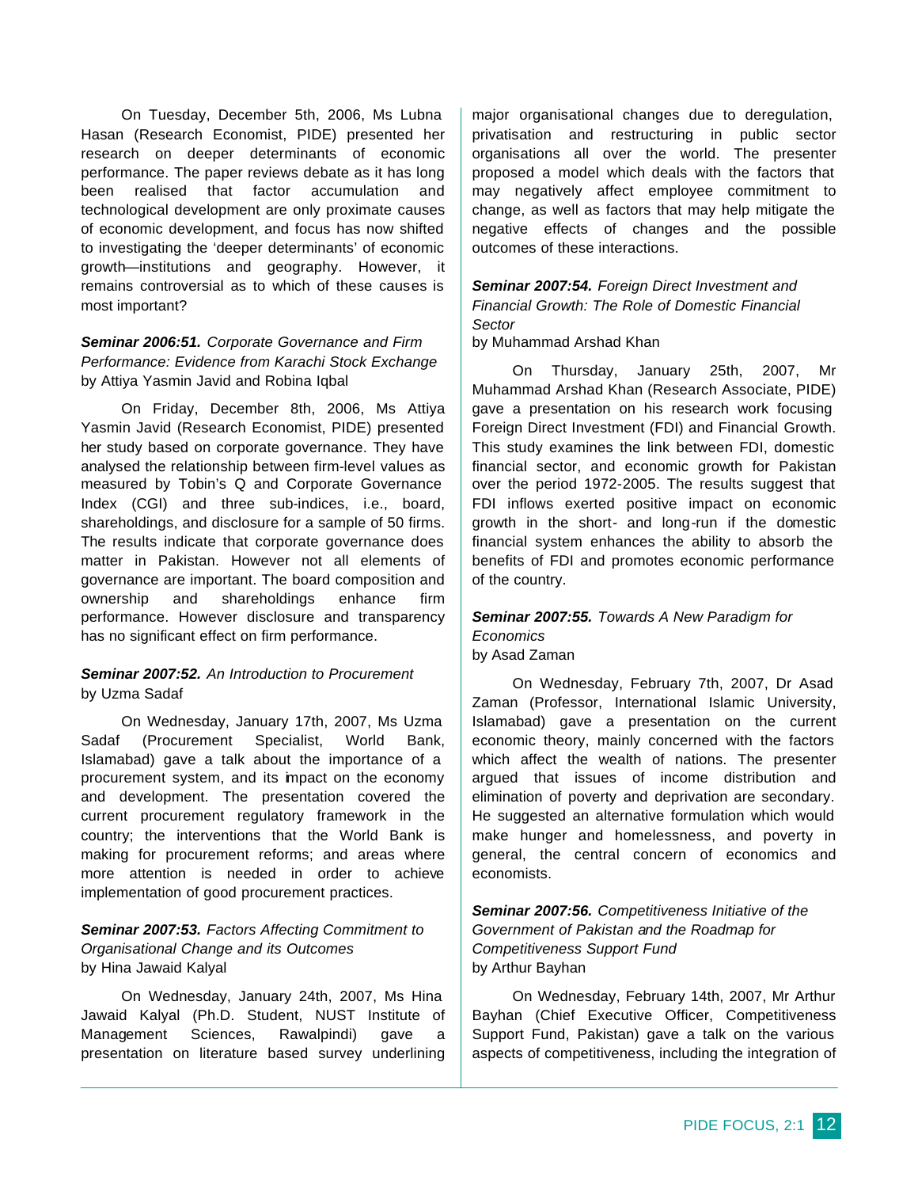On Tuesday, December 5th, 2006, Ms Lubna Hasan (Research Economist, PIDE) presented her research on deeper determinants of economic performance. The paper reviews debate as it has long been realised that factor accumulation and technological development are only proximate causes of economic development, and focus has now shifted to investigating the 'deeper determinants' of economic growth—institutions and geography. However, it remains controversial as to which of these causes is most important?

***Seminar 2006:51.*** *Corporate Governance and Firm Performance: Evidence from Karachi Stock Exchange*
by Attiya Yasmin Javid and Robina Iqbal

On Friday, December 8th, 2006, Ms Attiya Yasmin Javid (Research Economist, PIDE) presented her study based on corporate governance. They have analysed the relationship between firm-level values as measured by Tobin's Q and Corporate Governance Index (CGI) and three sub-indices, i.e., board, shareholdings, and disclosure for a sample of 50 firms. The results indicate that corporate governance does matter in Pakistan. However not all elements of governance are important. The board composition and ownership and shareholdings enhance firm performance. However disclosure and transparency has no significant effect on firm performance.

***Seminar 2007:52.*** *An Introduction to Procurement*
by Uzma Sadaf

On Wednesday, January 17th, 2007, Ms Uzma Sadaf (Procurement Specialist, World Bank, Islamabad) gave a talk about the importance of a procurement system, and its impact on the economy and development. The presentation covered the current procurement regulatory framework in the country; the interventions that the World Bank is making for procurement reforms; and areas where more attention is needed in order to achieve implementation of good procurement practices.

***Seminar 2007:53.*** *Factors Affecting Commitment to Organisational Change and its Outcomes*
by Hina Jawaid Kalyal

On Wednesday, January 24th, 2007, Ms Hina Jawaid Kalyal (Ph.D. Student, NUST Institute of Management Sciences, Rawalpindi) gave a presentation on literature based survey underlining major organisational changes due to deregulation, privatisation and restructuring in public sector organisations all over the world. The presenter proposed a model which deals with the factors that may negatively affect employee commitment to change, as well as factors that may help mitigate the negative effects of changes and the possible outcomes of these interactions.

***Seminar 2007:54.*** *Foreign Direct Investment and Financial Growth: The Role of Domestic Financial Sector*
by Muhammad Arshad Khan

On Thursday, January 25th, 2007, Mr Muhammad Arshad Khan (Research Associate, PIDE) gave a presentation on his research work focusing Foreign Direct Investment (FDI) and Financial Growth. This study examines the link between FDI, domestic financial sector, and economic growth for Pakistan over the period 1972-2005. The results suggest that FDI inflows exerted positive impact on economic growth in the short- and long-run if the domestic financial system enhances the ability to absorb the benefits of FDI and promotes economic performance of the country.

***Seminar 2007:55.*** *Towards A New Paradigm for Economics*
by Asad Zaman

On Wednesday, February 7th, 2007, Dr Asad Zaman (Professor, International Islamic University, Islamabad) gave a presentation on the current economic theory, mainly concerned with the factors which affect the wealth of nations. The presenter argued that issues of income distribution and elimination of poverty and deprivation are secondary. He suggested an alternative formulation which would make hunger and homelessness, and poverty in general, the central concern of economics and economists.

***Seminar 2007:56.*** *Competitiveness Initiative of the Government of Pakistan and the Roadmap for Competitiveness Support Fund*
by Arthur Bayhan

On Wednesday, February 14th, 2007, Mr Arthur Bayhan (Chief Executive Officer, Competitiveness Support Fund, Pakistan) gave a talk on the various aspects of competitiveness, including the integration of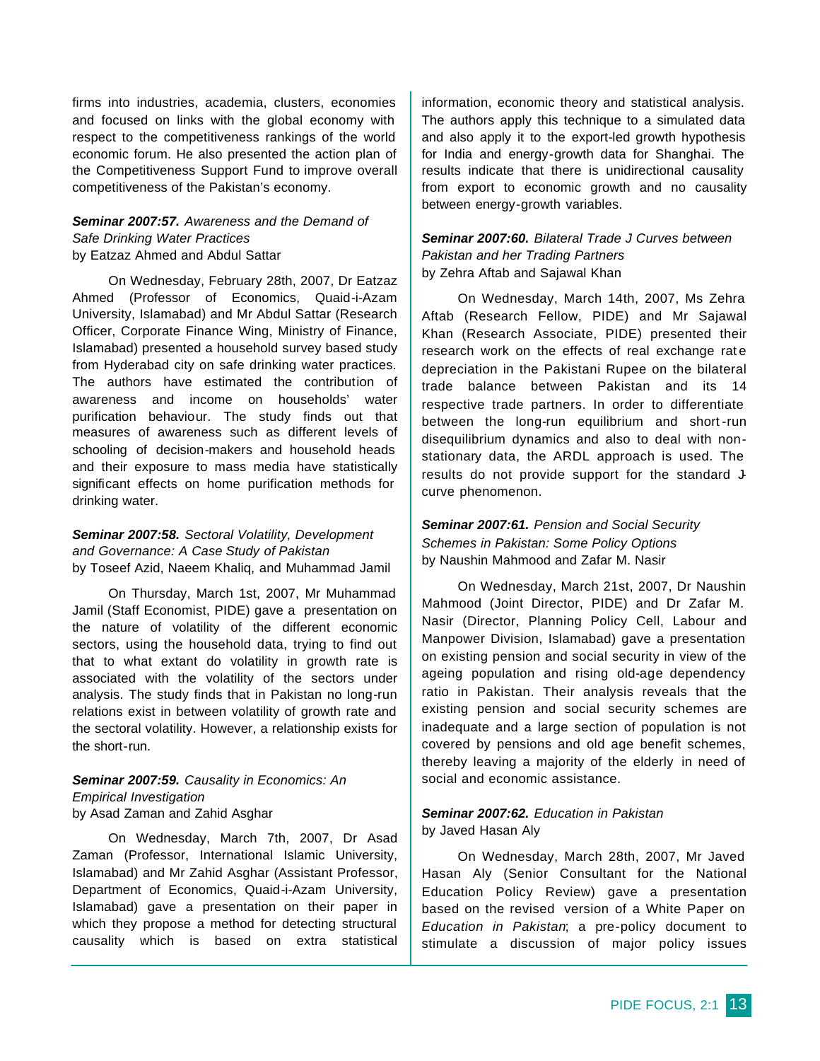firms into industries, academia, clusters, economies and focused on links with the global economy with respect to the competitiveness rankings of the world economic forum. He also presented the action plan of the Competitiveness Support Fund to improve overall competitiveness of the Pakistan's economy.

***Seminar 2007:57.*** *Awareness and the Demand of Safe Drinking Water Practices*
by Eatzaz Ahmed and Abdul Sattar

On Wednesday, February 28th, 2007, Dr Eatzaz Ahmed (Professor of Economics, Quaid-i-Azam University, Islamabad) and Mr Abdul Sattar (Research Officer, Corporate Finance Wing, Ministry of Finance, Islamabad) presented a household survey based study from Hyderabad city on safe drinking water practices. The authors have estimated the contribution of awareness and income on households' water purification behaviour. The study finds out that measures of awareness such as different levels of schooling of decision-makers and household heads and their exposure to mass media have statistically significant effects on home purification methods for drinking water.

***Seminar 2007:58.*** *Sectoral Volatility, Development and Governance: A Case Study of Pakistan*
by Toseef Azid, Naeem Khaliq, and Muhammad Jamil

On Thursday, March 1st, 2007, Mr Muhammad Jamil (Staff Economist, PIDE) gave a presentation on the nature of volatility of the different economic sectors, using the household data, trying to find out that to what extant do volatility in growth rate is associated with the volatility of the sectors under analysis. The study finds that in Pakistan no long-run relations exist in between volatility of growth rate and the sectoral volatility. However, a relationship exists for the short-run.

***Seminar 2007:59.*** *Causality in Economics: An Empirical Investigation*
by Asad Zaman and Zahid Asghar

On Wednesday, March 7th, 2007, Dr Asad Zaman (Professor, International Islamic University, Islamabad) and Mr Zahid Asghar (Assistant Professor, Department of Economics, Quaid-i-Azam University, Islamabad) gave a presentation on their paper in which they propose a method for detecting structural causality which is based on extra statistical information, economic theory and statistical analysis. The authors apply this technique to a simulated data and also apply it to the export-led growth hypothesis for India and energy-growth data for Shanghai. The results indicate that there is unidirectional causality from export to economic growth and no causality between energy-growth variables.

***Seminar 2007:60.*** *Bilateral Trade J Curves between Pakistan and her Trading Partners*
by Zehra Aftab and Sajawal Khan

On Wednesday, March 14th, 2007, Ms Zehra Aftab (Research Fellow, PIDE) and Mr Sajawal Khan (Research Associate, PIDE) presented their research work on the effects of real exchange rate depreciation in the Pakistani Rupee on the bilateral trade balance between Pakistan and its 14 respective trade partners. In order to differentiate between the long-run equilibrium and short-run disequilibrium dynamics and also to deal with non-stationary data, the ARDL approach is used. The results do not provide support for the standard J-curve phenomenon.

***Seminar 2007:61.*** *Pension and Social Security Schemes in Pakistan: Some Policy Options*
by Naushin Mahmood and Zafar M. Nasir

On Wednesday, March 21st, 2007, Dr Naushin Mahmood (Joint Director, PIDE) and Dr Zafar M. Nasir (Director, Planning Policy Cell, Labour and Manpower Division, Islamabad) gave a presentation on existing pension and social security in view of the ageing population and rising old-age dependency ratio in Pakistan. Their analysis reveals that the existing pension and social security schemes are inadequate and a large section of population is not covered by pensions and old age benefit schemes, thereby leaving a majority of the elderly in need of social and economic assistance.

***Seminar 2007:62.*** *Education in Pakistan*
by Javed Hasan Aly

On Wednesday, March 28th, 2007, Mr Javed Hasan Aly (Senior Consultant for the National Education Policy Review) gave a presentation based on the revised version of a White Paper on *Education in Pakistan*; a pre-policy document to stimulate a discussion of major policy issues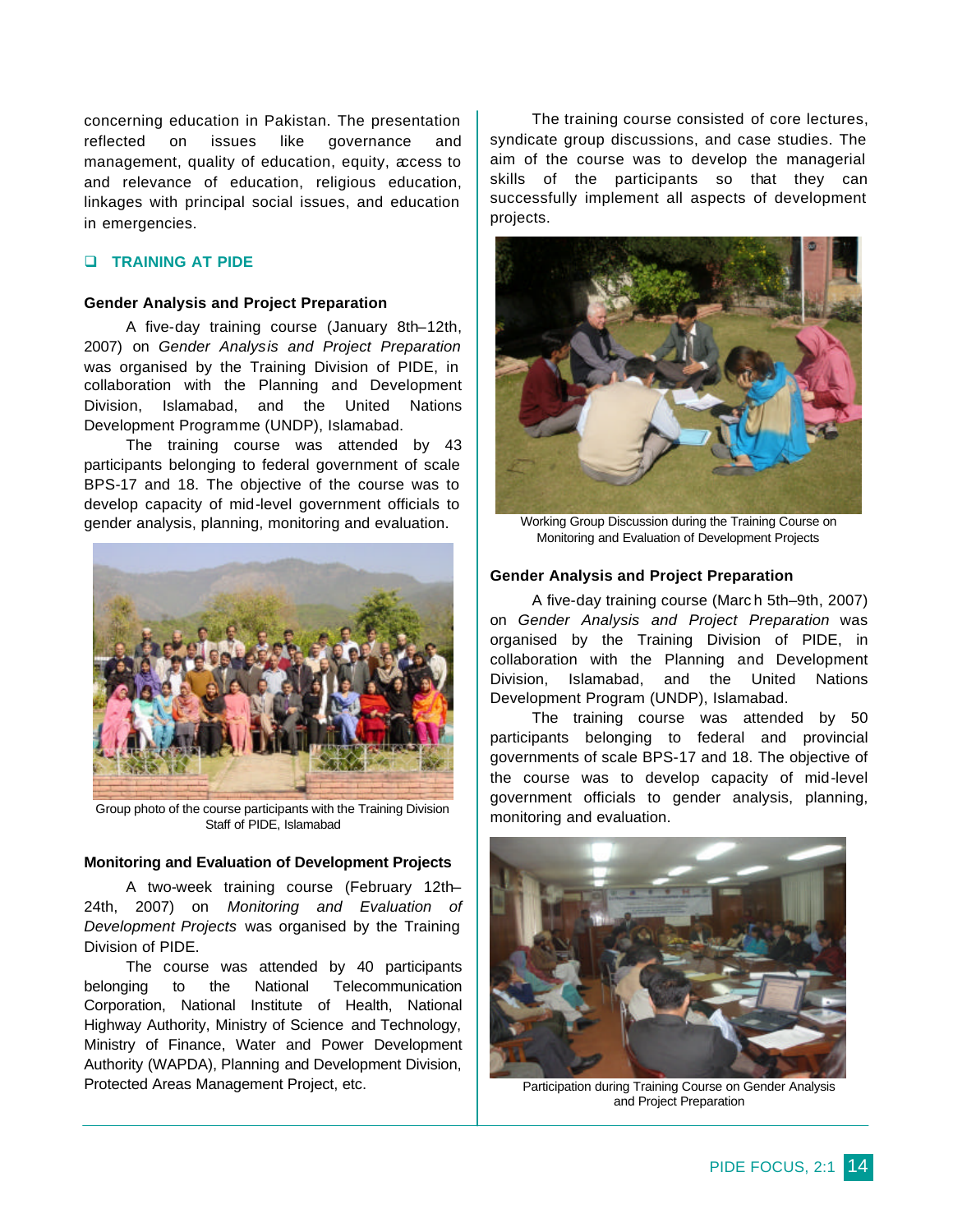concerning education in Pakistan. The presentation reflected on issues like governance and management, quality of education, equity, access to and relevance of education, religious education, linkages with principal social issues, and education in emergencies.

## TRAINING AT PIDE

### Gender Analysis and Project Preparation

A five-day training course (January 8th–12th, 2007) on *Gender Analysis and Project Preparation* was organised by the Training Division of PIDE, in collaboration with the Planning and Development Division, Islamabad, and the United Nations Development Programme (UNDP), Islamabad.

The training course was attended by 43 participants belonging to federal government of scale BPS-17 and 18. The objective of the course was to develop capacity of mid-level government officials to gender analysis, planning, monitoring and evaluation.

Group photo of the course participants with the Training Division Staff of PIDE, Islamabad

### Monitoring and Evaluation of Development Projects

A two-week training course (February 12th–24th, 2007) on *Monitoring and Evaluation of Development Projects* was organised by the Training Division of PIDE.

The course was attended by 40 participants belonging to the National Telecommunication Corporation, National Institute of Health, National Highway Authority, Ministry of Science and Technology, Ministry of Finance, Water and Power Development Authority (WAPDA), Planning and Development Division, Protected Areas Management Project, etc.

The training course consisted of core lectures, syndicate group discussions, and case studies. The aim of the course was to develop the managerial skills of the participants so that they can successfully implement all aspects of development projects.

Working Group Discussion during the Training Course on Monitoring and Evaluation of Development Projects

### Gender Analysis and Project Preparation

A five-day training course (March 5th–9th, 2007) on *Gender Analysis and Project Preparation* was organised by the Training Division of PIDE, in collaboration with the Planning and Development Division, Islamabad, and the United Nations Development Program (UNDP), Islamabad.

The training course was attended by 50 participants belonging to federal and provincial governments of scale BPS-17 and 18. The objective of the course was to develop capacity of mid-level government officials to gender analysis, planning, monitoring and evaluation.

Participation during Training Course on Gender Analysis and Project Preparation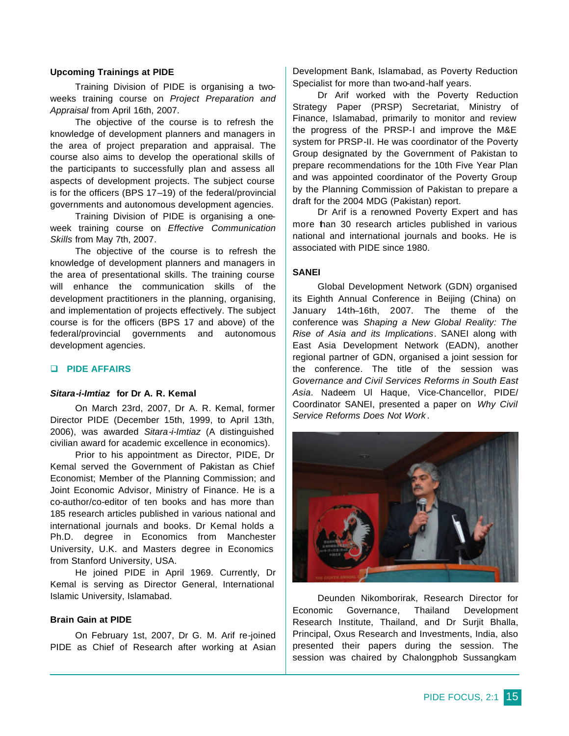### Upcoming Trainings at PIDE

Training Division of PIDE is organising a two-weeks training course on *Project Preparation and Appraisal* from April 16th, 2007.

The objective of the course is to refresh the knowledge of development planners and managers in the area of project preparation and appraisal. The course also aims to develop the operational skills of the participants to successfully plan and assess all aspects of development projects. The subject course is for the officers (BPS 17–19) of the federal/provincial governments and autonomous development agencies.

Training Division of PIDE is organising a one-week training course on *Effective Communication Skills* from May 7th, 2007.

The objective of the course is to refresh the knowledge of development planners and managers in the area of presentational skills. The training course will enhance the communication skills of the development practitioners in the planning, organising, and implementation of projects effectively. The subject course is for the officers (BPS 17 and above) of the federal/provincial governments and autonomous development agencies.

## PIDE AFFAIRS

### *Sitara-i-Imtiaz* for Dr A. R. Kemal

On March 23rd, 2007, Dr A. R. Kemal, former Director PIDE (December 15th, 1999, to April 13th, 2006), was awarded *Sitara-i-Imtiaz* (A distinguished civilian award for academic excellence in economics).

Prior to his appointment as Director, PIDE, Dr Kemal served the Government of Pakistan as Chief Economist; Member of the Planning Commission; and Joint Economic Advisor, Ministry of Finance. He is a co-author/co-editor of ten books and has more than 185 research articles published in various national and international journals and books. Dr Kemal holds a Ph.D. degree in Economics from Manchester University, U.K. and Masters degree in Economics from Stanford University, USA.

He joined PIDE in April 1969. Currently, Dr Kemal is serving as Director General, International Islamic University, Islamabad.

### Brain Gain at PIDE

On February 1st, 2007, Dr G. M. Arif re-joined PIDE as Chief of Research after working at Asian Development Bank, Islamabad, as Poverty Reduction Specialist for more than two-and-half years.

Dr Arif worked with the Poverty Reduction Strategy Paper (PRSP) Secretariat, Ministry of Finance, Islamabad, primarily to monitor and review the progress of the PRSP-I and improve the M&E system for PRSP-II. He was coordinator of the Poverty Group designated by the Government of Pakistan to prepare recommendations for the 10th Five Year Plan and was appointed coordinator of the Poverty Group by the Planning Commission of Pakistan to prepare a draft for the 2004 MDG (Pakistan) report.

Dr Arif is a renowned Poverty Expert and has more than 30 research articles published in various national and international journals and books. He is associated with PIDE since 1980.

### SANEI

Global Development Network (GDN) organised its Eighth Annual Conference in Beijing (China) on January 14th–16th, 2007. The theme of the conference was *Shaping a New Global Reality: The Rise of Asia and its Implications*. SANEI along with East Asia Development Network (EADN), another regional partner of GDN, organised a joint session for the conference. The title of the session was *Governance and Civil Services Reforms in South East Asia*. Nadeem Ul Haque, Vice-Chancellor, PIDE/ Coordinator SANEI, presented a paper on *Why Civil Service Reforms Does Not Work*.

Deunden Nikomborirak, Research Director for Economic Governance, Thailand Development Research Institute, Thailand, and Dr Surjit Bhalla, Principal, Oxus Research and Investments, India, also presented their papers during the session. The session was chaired by Chalongphob Sussangkam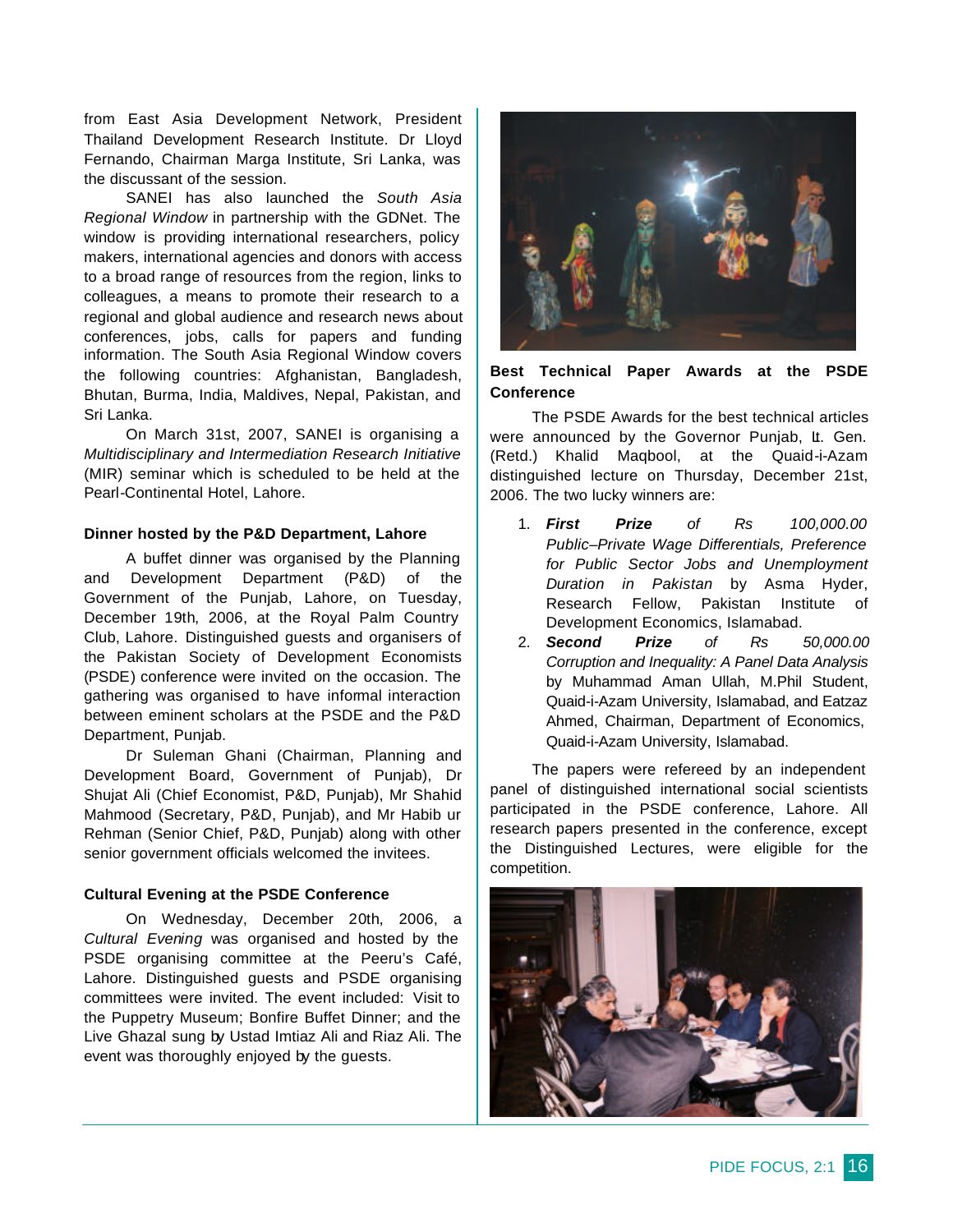from East Asia Development Network, President Thailand Development Research Institute. Dr Lloyd Fernando, Chairman Marga Institute, Sri Lanka, was the discussant of the session.

SANEI has also launched the *South Asia Regional Window* in partnership with the GDNet. The window is providing international researchers, policy makers, international agencies and donors with access to a broad range of resources from the region, links to colleagues, a means to promote their research to a regional and global audience and research news about conferences, jobs, calls for papers and funding information. The South Asia Regional Window covers the following countries: Afghanistan, Bangladesh, Bhutan, Burma, India, Maldives, Nepal, Pakistan, and Sri Lanka.

On March 31st, 2007, SANEI is organising a *Multidisciplinary and Intermediation Research Initiative* (MIR) seminar which is scheduled to be held at the Pearl-Continental Hotel, Lahore.

### Dinner hosted by the P&D Department, Lahore

A buffet dinner was organised by the Planning and Development Department (P&D) of the Government of the Punjab, Lahore, on Tuesday, December 19th, 2006, at the Royal Palm Country Club, Lahore. Distinguished guests and organisers of the Pakistan Society of Development Economists (PSDE) conference were invited on the occasion. The gathering was organised to have informal interaction between eminent scholars at the PSDE and the P&D Department, Punjab.

Dr Suleman Ghani (Chairman, Planning and Development Board, Government of Punjab), Dr Shujat Ali (Chief Economist, P&D, Punjab), Mr Shahid Mahmood (Secretary, P&D, Punjab), and Mr Habib ur Rehman (Senior Chief, P&D, Punjab) along with other senior government officials welcomed the invitees.

### Cultural Evening at the PSDE Conference

On Wednesday, December 20th, 2006, a *Cultural Evening* was organised and hosted by the PSDE organising committee at the Peeru's Café, Lahore. Distinguished guests and PSDE organising committees were invited. The event included: Visit to the Puppetry Museum; Bonfire Buffet Dinner; and the Live Ghazal sung by Ustad Imtiaz Ali and Riaz Ali. The event was thoroughly enjoyed by the guests.

### Best Technical Paper Awards at the PSDE Conference

The PSDE Awards for the best technical articles were announced by the Governor Punjab, Lt. Gen. (Retd.) Khalid Maqbool, at the Quaid-i-Azam distinguished lecture on Thursday, December 21st, 2006. The two lucky winners are:

1. ***First Prize*** *of Rs 100,000.00*
   *Public–Private Wage Differentials, Preference for Public Sector Jobs and Unemployment Duration in Pakistan* by Asma Hyder, Research Fellow, Pakistan Institute of Development Economics, Islamabad.
2. ***Second Prize*** *of Rs 50,000.00*
   *Corruption and Inequality: A Panel Data Analysis* by Muhammad Aman Ullah, M.Phil Student, Quaid-i-Azam University, Islamabad, and Eatzaz Ahmed, Chairman, Department of Economics, Quaid-i-Azam University, Islamabad.

The papers were refereed by an independent panel of distinguished international social scientists participated in the PSDE conference, Lahore. All research papers presented in the conference, except the Distinguished Lectures, were eligible for the competition.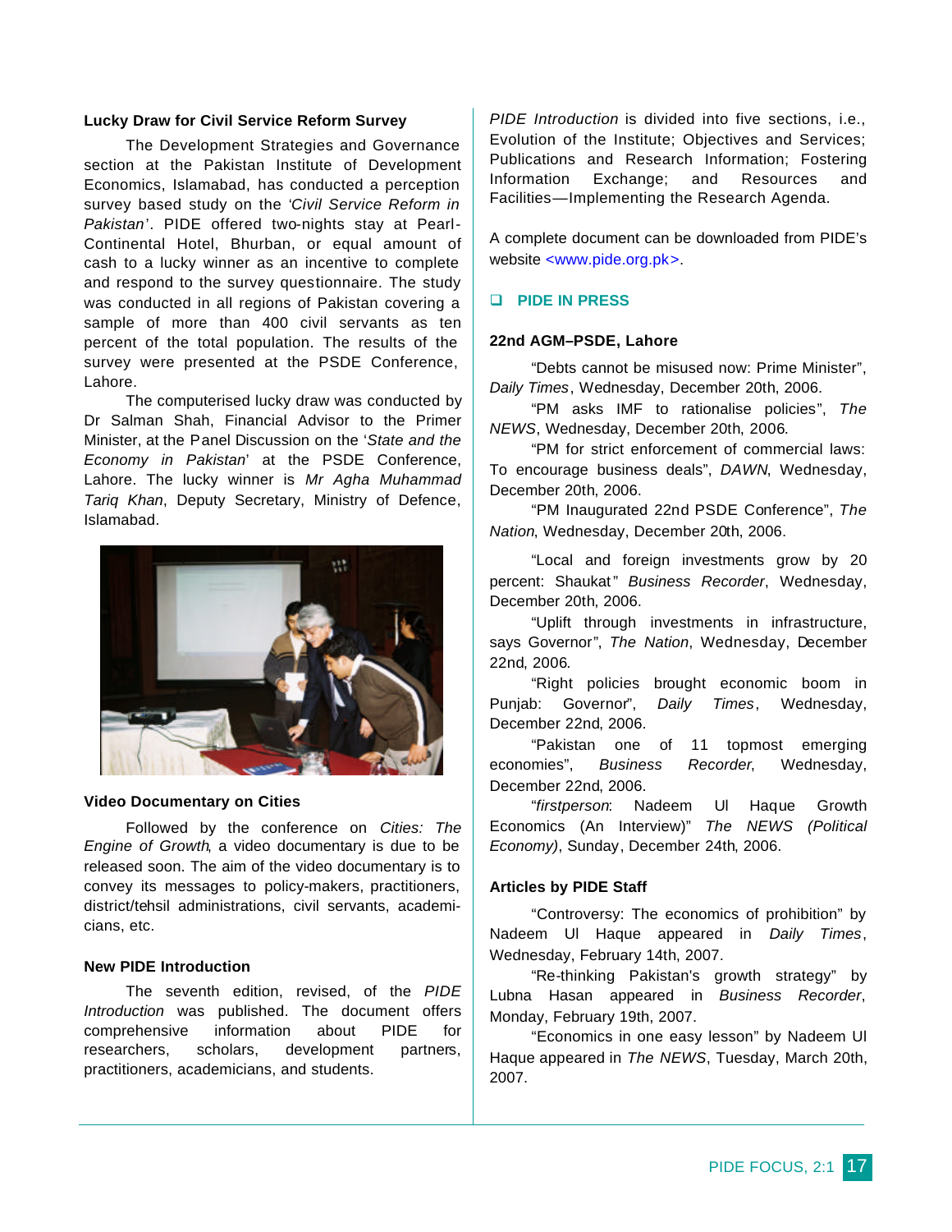### Lucky Draw for Civil Service Reform Survey

The Development Strategies and Governance section at the Pakistan Institute of Development Economics, Islamabad, has conducted a perception survey based study on the '*Civil Service Reform in Pakistan*'. PIDE offered two-nights stay at Pearl-Continental Hotel, Bhurban, or equal amount of cash to a lucky winner as an incentive to complete and respond to the survey questionnaire. The study was conducted in all regions of Pakistan covering a sample of more than 400 civil servants as ten percent of the total population. The results of the survey were presented at the PSDE Conference, Lahore.

The computerised lucky draw was conducted by Dr Salman Shah, Financial Advisor to the Primer Minister, at the Panel Discussion on the '*State and the Economy in Pakistan*' at the PSDE Conference, Lahore. The lucky winner is *Mr Agha Muhammad Tariq Khan*, Deputy Secretary, Ministry of Defence, Islamabad.

### Video Documentary on Cities

Followed by the conference on *Cities: The Engine of Growth*, a video documentary is due to be released soon. The aim of the video documentary is to convey its messages to policy-makers, practitioners, district/tehsil administrations, civil servants, academicians, etc.

### New PIDE Introduction

The seventh edition, revised, of the *PIDE Introduction* was published. The document offers comprehensive information about PIDE for researchers, scholars, development partners, practitioners, academicians, and students.

*PIDE Introduction* is divided into five sections, i.e., Evolution of the Institute; Objectives and Services; Publications and Research Information; Fostering Information Exchange; and Resources and Facilities—Implementing the Research Agenda.

A complete document can be downloaded from PIDE's website <www.pide.org.pk>.

## PIDE IN PRESS

### 22nd AGM–PSDE, Lahore

"Debts cannot be misused now: Prime Minister", *Daily Times*, Wednesday, December 20th, 2006.

"PM asks IMF to rationalise policies", *The NEWS*, Wednesday, December 20th, 2006.

"PM for strict enforcement of commercial laws: To encourage business deals", *DAWN*, Wednesday, December 20th, 2006.

"PM Inaugurated 22nd PSDE Conference", *The Nation*, Wednesday, December 20th, 2006.

"Local and foreign investments grow by 20 percent: Shaukat" *Business Recorder*, Wednesday, December 20th, 2006.

"Uplift through investments in infrastructure, says Governor", *The Nation*, Wednesday, December 22nd, 2006.

"Right policies brought economic boom in Punjab: Governor", *Daily Times*, Wednesday, December 22nd, 2006.

"Pakistan one of 11 topmost emerging economies", *Business Recorder*, Wednesday, December 22nd, 2006.

"*firstperson*: Nadeem Ul Haque Growth Economics (An Interview)" *The NEWS (Political Economy)*, Sunday, December 24th, 2006.

### Articles by PIDE Staff

"Controversy: The economics of prohibition" by Nadeem Ul Haque appeared in *Daily Times*, Wednesday, February 14th, 2007.

"Re-thinking Pakistan's growth strategy" by Lubna Hasan appeared in *Business Recorder*, Monday, February 19th, 2007.

"Economics in one easy lesson" by Nadeem Ul Haque appeared in *The NEWS*, Tuesday, March 20th, 2007.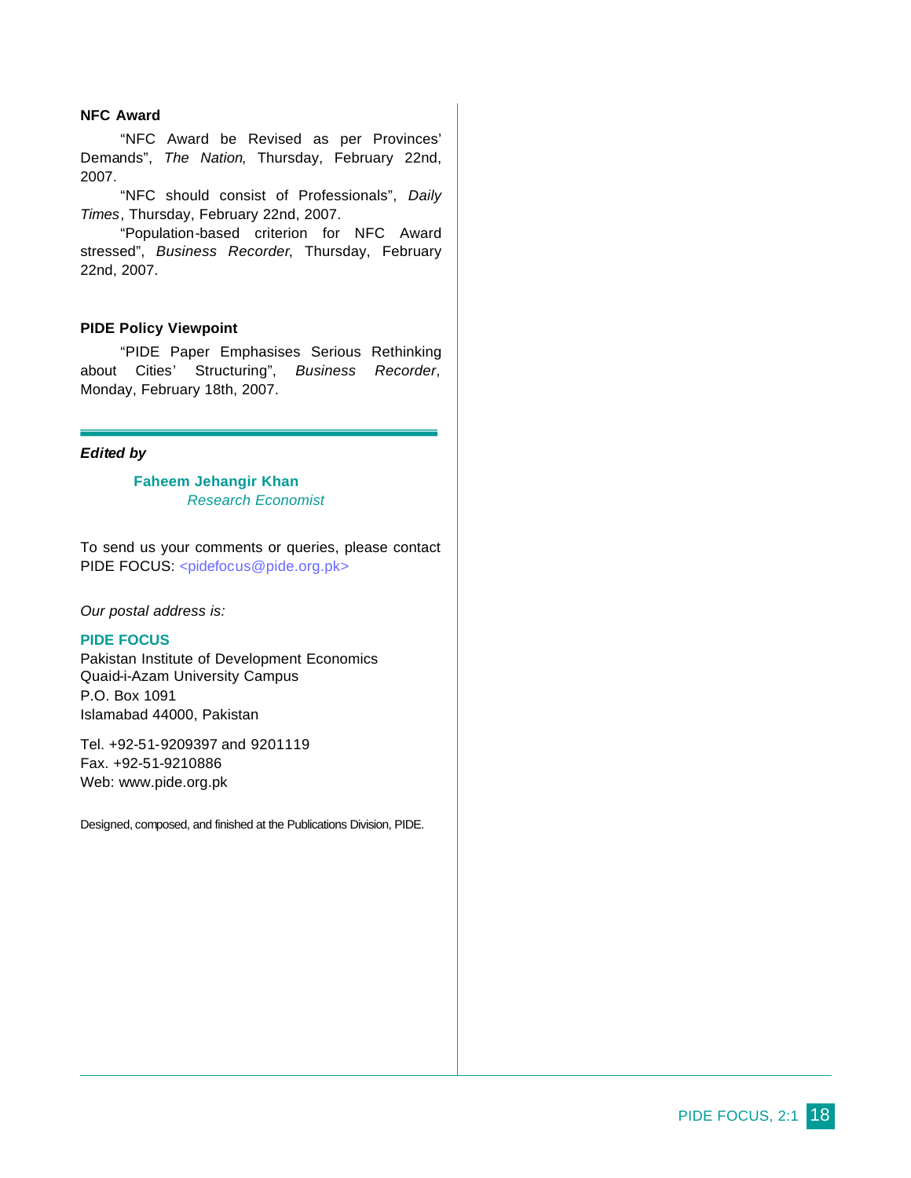**NFC Award**

"NFC Award be Revised as per Provinces' Demands", *The Nation*, Thursday, February 22nd, 2007.

"NFC should consist of Professionals", *Daily Times*, Thursday, February 22nd, 2007.

"Population-based criterion for NFC Award stressed", *Business Recorder*, Thursday, February 22nd, 2007.

**PIDE Policy Viewpoint**

"PIDE Paper Emphasises Serious Rethinking about Cities' Structuring", *Business Recorder*, Monday, February 18th, 2007.

***Edited by***

**Faheem Jehangir Khan**
*Research Economist*

To send us your comments or queries, please contact PIDE FOCUS: <pidefocus@pide.org.pk>

*Our postal address is:*

**PIDE FOCUS**
Pakistan Institute of Development Economics
Quaid-i-Azam University Campus
P.O. Box 1091
Islamabad 44000, Pakistan

Tel. +92-51-9209397 and 9201119
Fax. +92-51-9210886
Web: www.pide.org.pk

Designed, composed, and finished at the Publications Division, PIDE.